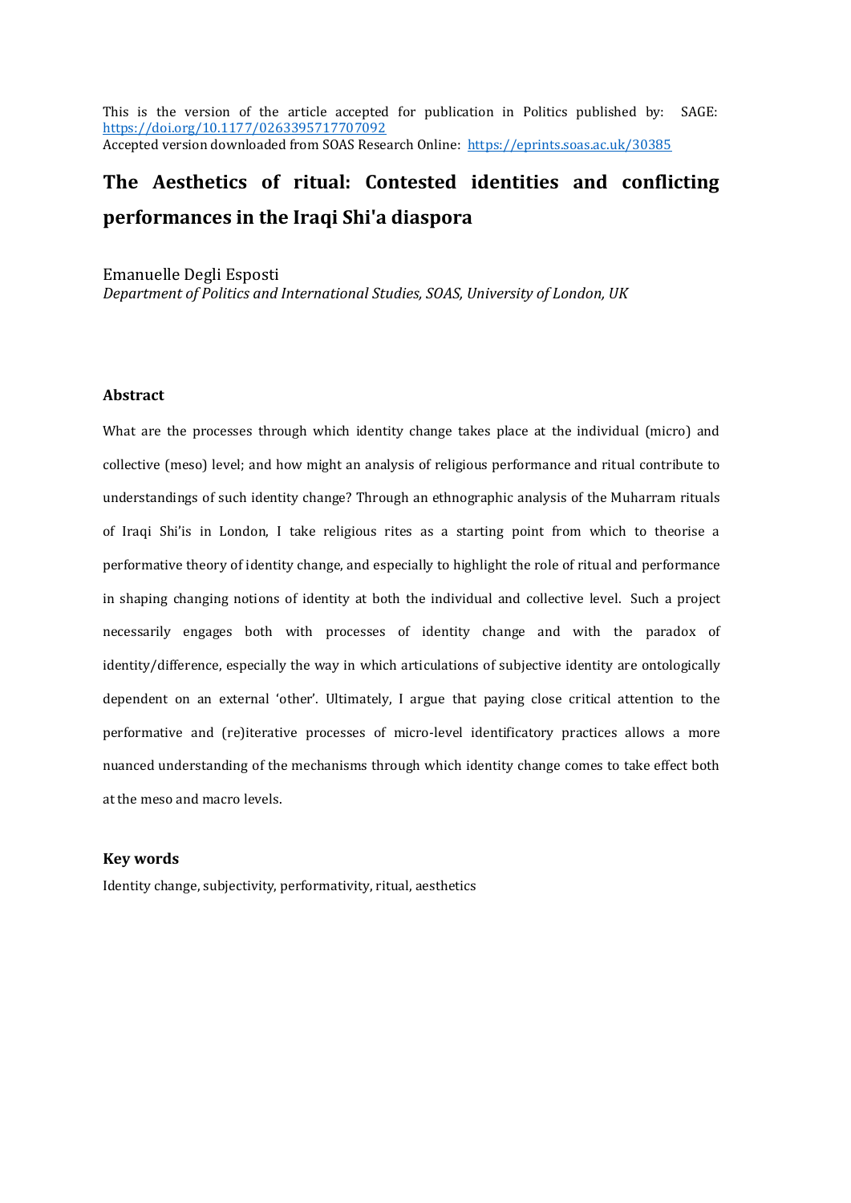This is the version of the article accepted for publication in Politics published by: SAGE: https://doi.org/10.1177/0263395717707092
Accepted version downloaded from SOAS Research Online: https://eprints.soas.ac.uk/30385

# The Aesthetics of ritual: Contested identities and conflicting performances in the Iraqi Shi'a diaspora

Emanuelle Degli Esposti

*Department of Politics and International Studies, SOAS, University of London, UK*

## Abstract

What are the processes through which identity change takes place at the individual (micro) and collective (meso) level; and how might an analysis of religious performance and ritual contribute to understandings of such identity change? Through an ethnographic analysis of the Muharram rituals of Iraqi Shi'is in London, I take religious rites as a starting point from which to theorise a performative theory of identity change, and especially to highlight the role of ritual and performance in shaping changing notions of identity at both the individual and collective level. Such a project necessarily engages both with processes of identity change and with the paradox of identity/difference, especially the way in which articulations of subjective identity are ontologically dependent on an external 'other'. Ultimately, I argue that paying close critical attention to the performative and (re)iterative processes of micro-level identificatory practices allows a more nuanced understanding of the mechanisms through which identity change comes to take effect both at the meso and macro levels.

## Key words

Identity change, subjectivity, performativity, ritual, aesthetics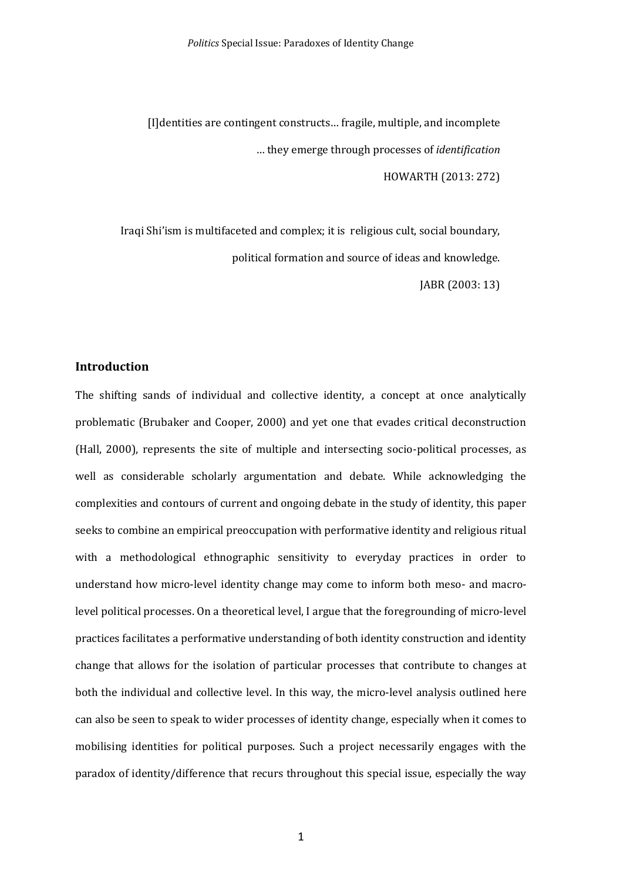[I]dentities are contingent constructs… fragile, multiple, and incomplete

… they emerge through processes of *identification*

HOWARTH (2013: 272)

Iraqi Shi'ism is multifaceted and complex; it is religious cult, social boundary,

political formation and source of ideas and knowledge.

JABR (2003: 13)

## Introduction

The shifting sands of individual and collective identity, a concept at once analytically problematic (Brubaker and Cooper, 2000) and yet one that evades critical deconstruction (Hall, 2000), represents the site of multiple and intersecting socio-political processes, as well as considerable scholarly argumentation and debate. While acknowledging the complexities and contours of current and ongoing debate in the study of identity, this paper seeks to combine an empirical preoccupation with performative identity and religious ritual with a methodological ethnographic sensitivity to everyday practices in order to understand how micro-level identity change may come to inform both meso- and macro-level political processes. On a theoretical level, I argue that the foregrounding of micro-level practices facilitates a performative understanding of both identity construction and identity change that allows for the isolation of particular processes that contribute to changes at both the individual and collective level. In this way, the micro-level analysis outlined here can also be seen to speak to wider processes of identity change, especially when it comes to mobilising identities for political purposes. Such a project necessarily engages with the paradox of identity/difference that recurs throughout this special issue, especially the way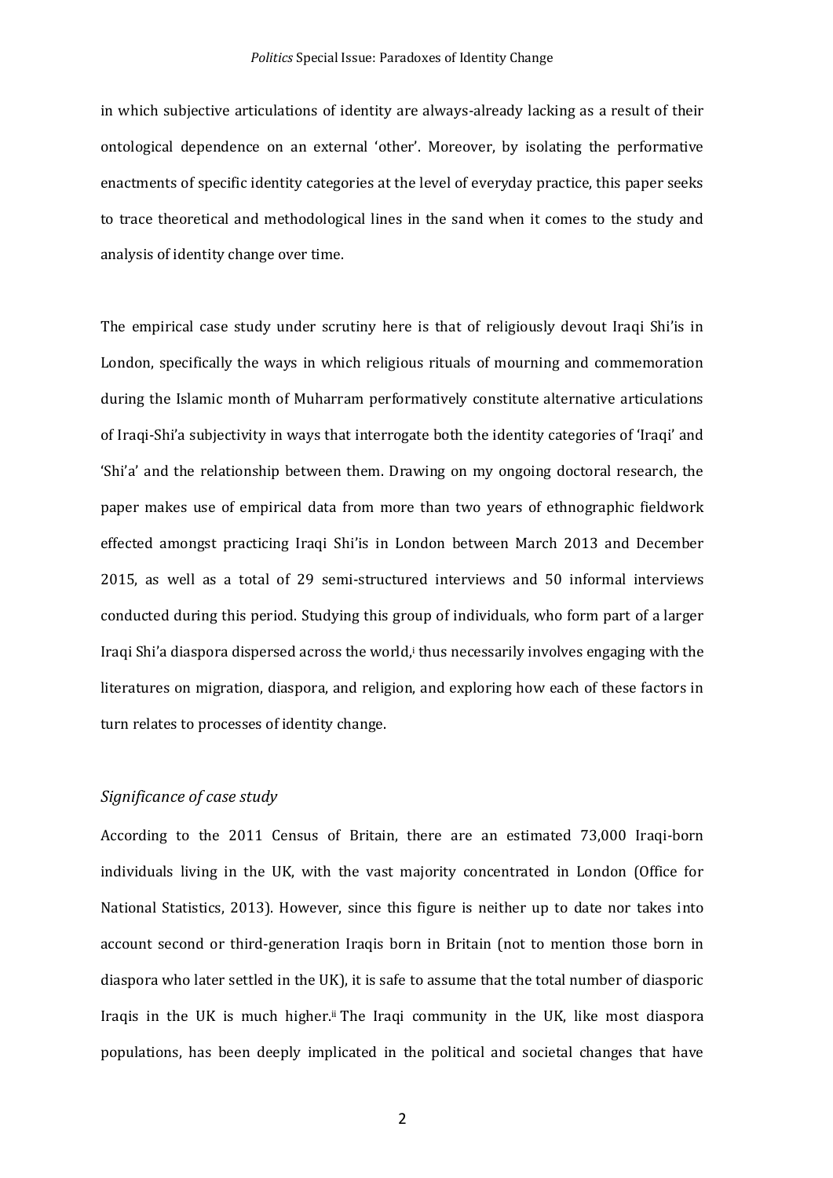in which subjective articulations of identity are always-already lacking as a result of their ontological dependence on an external 'other'. Moreover, by isolating the performative enactments of specific identity categories at the level of everyday practice, this paper seeks to trace theoretical and methodological lines in the sand when it comes to the study and analysis of identity change over time.

The empirical case study under scrutiny here is that of religiously devout Iraqi Shi'is in London, specifically the ways in which religious rituals of mourning and commemoration during the Islamic month of Muharram performatively constitute alternative articulations of Iraqi-Shi'a subjectivity in ways that interrogate both the identity categories of 'Iraqi' and 'Shi'a' and the relationship between them. Drawing on my ongoing doctoral research, the paper makes use of empirical data from more than two years of ethnographic fieldwork effected amongst practicing Iraqi Shi'is in London between March 2013 and December 2015, as well as a total of 29 semi-structured interviews and 50 informal interviews conducted during this period. Studying this group of individuals, who form part of a larger Iraqi Shi'a diaspora dispersed across the world,[i] thus necessarily involves engaging with the literatures on migration, diaspora, and religion, and exploring how each of these factors in turn relates to processes of identity change.

### *Significance of case study*

According to the 2011 Census of Britain, there are an estimated 73,000 Iraqi-born individuals living in the UK, with the vast majority concentrated in London (Office for National Statistics, 2013). However, since this figure is neither up to date nor takes into account second or third-generation Iraqis born in Britain (not to mention those born in diaspora who later settled in the UK), it is safe to assume that the total number of diasporic Iraqis in the UK is much higher.[ii] The Iraqi community in the UK, like most diaspora populations, has been deeply implicated in the political and societal changes that have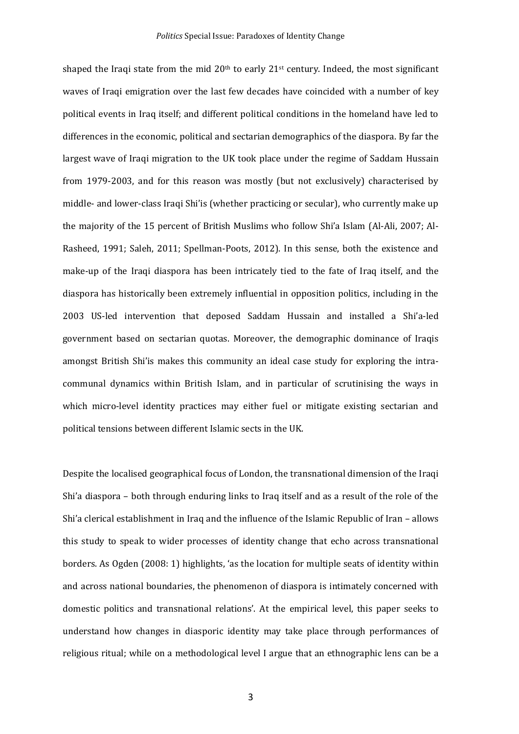shaped the Iraqi state from the mid 20th to early 21st century. Indeed, the most significant waves of Iraqi emigration over the last few decades have coincided with a number of key political events in Iraq itself; and different political conditions in the homeland have led to differences in the economic, political and sectarian demographics of the diaspora. By far the largest wave of Iraqi migration to the UK took place under the regime of Saddam Hussain from 1979-2003, and for this reason was mostly (but not exclusively) characterised by middle- and lower-class Iraqi Shi'is (whether practicing or secular), who currently make up the majority of the 15 percent of British Muslims who follow Shi'a Islam (Al-Ali, 2007; Al-Rasheed, 1991; Saleh, 2011; Spellman-Poots, 2012). In this sense, both the existence and make-up of the Iraqi diaspora has been intricately tied to the fate of Iraq itself, and the diaspora has historically been extremely influential in opposition politics, including in the 2003 US-led intervention that deposed Saddam Hussain and installed a Shi'a-led government based on sectarian quotas. Moreover, the demographic dominance of Iraqis amongst British Shi'is makes this community an ideal case study for exploring the intra-communal dynamics within British Islam, and in particular of scrutinising the ways in which micro-level identity practices may either fuel or mitigate existing sectarian and political tensions between different Islamic sects in the UK.

Despite the localised geographical focus of London, the transnational dimension of the Iraqi Shi'a diaspora – both through enduring links to Iraq itself and as a result of the role of the Shi'a clerical establishment in Iraq and the influence of the Islamic Republic of Iran – allows this study to speak to wider processes of identity change that echo across transnational borders. As Ogden (2008: 1) highlights, 'as the location for multiple seats of identity within and across national boundaries, the phenomenon of diaspora is intimately concerned with domestic politics and transnational relations'. At the empirical level, this paper seeks to understand how changes in diasporic identity may take place through performances of religious ritual; while on a methodological level I argue that an ethnographic lens can be a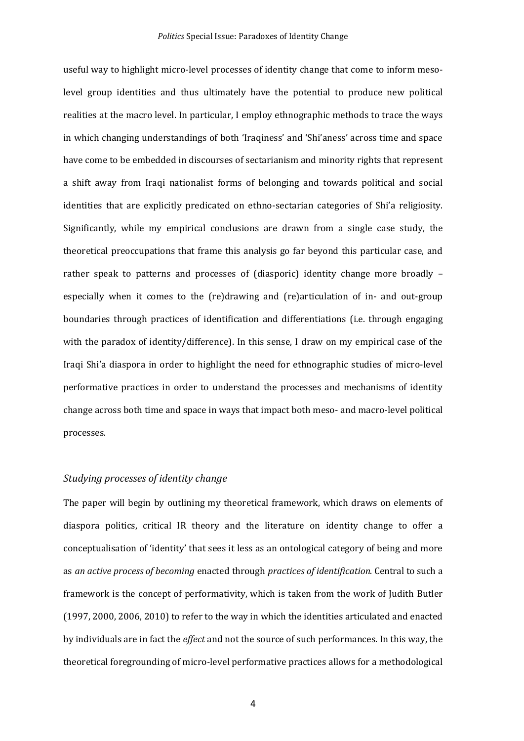useful way to highlight micro-level processes of identity change that come to inform meso-level group identities and thus ultimately have the potential to produce new political realities at the macro level. In particular, I employ ethnographic methods to trace the ways in which changing understandings of both 'Iraqiness' and 'Shi'aness' across time and space have come to be embedded in discourses of sectarianism and minority rights that represent a shift away from Iraqi nationalist forms of belonging and towards political and social identities that are explicitly predicated on ethno-sectarian categories of Shi'a religiosity. Significantly, while my empirical conclusions are drawn from a single case study, the theoretical preoccupations that frame this analysis go far beyond this particular case, and rather speak to patterns and processes of (diasporic) identity change more broadly – especially when it comes to the (re)drawing and (re)articulation of in- and out-group boundaries through practices of identification and differentiations (i.e. through engaging with the paradox of identity/difference). In this sense, I draw on my empirical case of the Iraqi Shi'a diaspora in order to highlight the need for ethnographic studies of micro-level performative practices in order to understand the processes and mechanisms of identity change across both time and space in ways that impact both meso- and macro-level political processes.

## *Studying processes of identity change*

The paper will begin by outlining my theoretical framework, which draws on elements of diaspora politics, critical IR theory and the literature on identity change to offer a conceptualisation of 'identity' that sees it less as an ontological category of being and more as *an active process of becoming* enacted through *practices of identification*. Central to such a framework is the concept of performativity, which is taken from the work of Judith Butler (1997, 2000, 2006, 2010) to refer to the way in which the identities articulated and enacted by individuals are in fact the *effect* and not the source of such performances. In this way, the theoretical foregrounding of micro-level performative practices allows for a methodological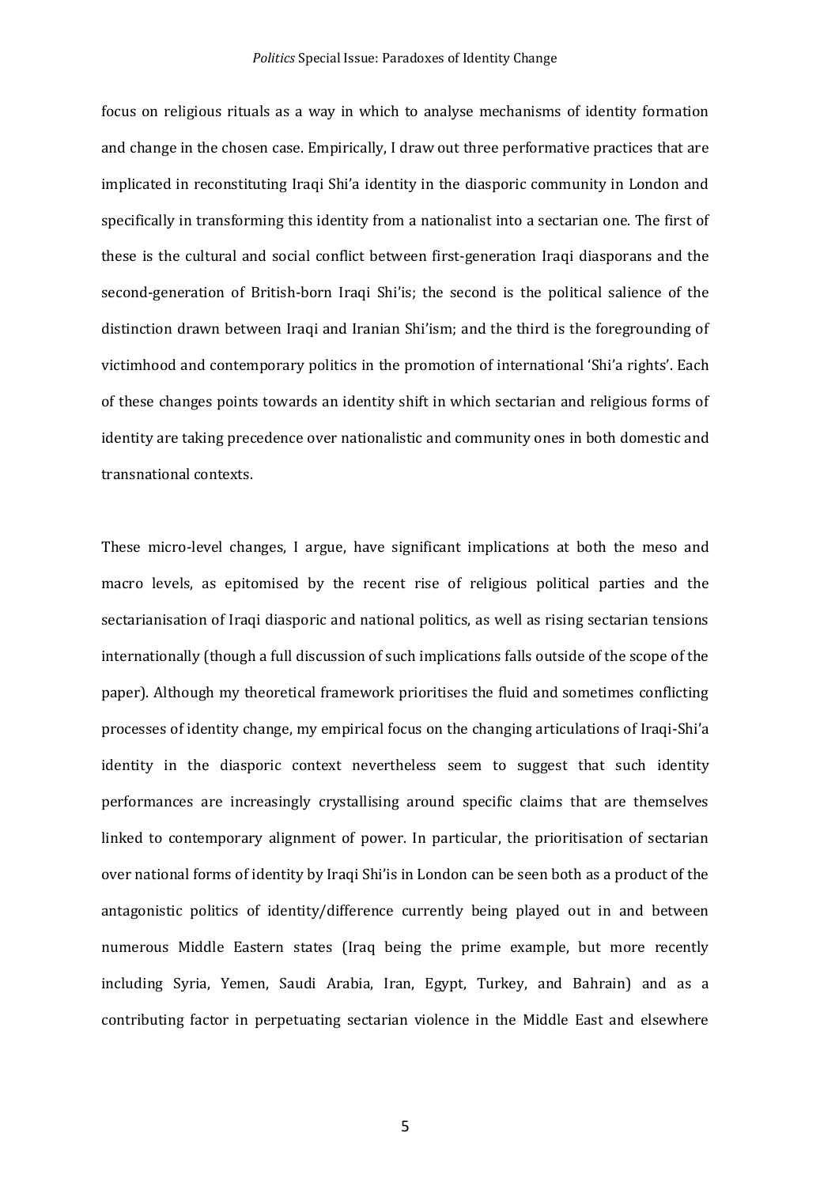focus on religious rituals as a way in which to analyse mechanisms of identity formation and change in the chosen case. Empirically, I draw out three performative practices that are implicated in reconstituting Iraqi Shi'a identity in the diasporic community in London and specifically in transforming this identity from a nationalist into a sectarian one. The first of these is the cultural and social conflict between first-generation Iraqi diasporans and the second-generation of British-born Iraqi Shi'is; the second is the political salience of the distinction drawn between Iraqi and Iranian Shi'ism; and the third is the foregrounding of victimhood and contemporary politics in the promotion of international 'Shi'a rights'. Each of these changes points towards an identity shift in which sectarian and religious forms of identity are taking precedence over nationalistic and community ones in both domestic and transnational contexts.

These micro-level changes, I argue, have significant implications at both the meso and macro levels, as epitomised by the recent rise of religious political parties and the sectarianisation of Iraqi diasporic and national politics, as well as rising sectarian tensions internationally (though a full discussion of such implications falls outside of the scope of the paper). Although my theoretical framework prioritises the fluid and sometimes conflicting processes of identity change, my empirical focus on the changing articulations of Iraqi-Shi'a identity in the diasporic context nevertheless seem to suggest that such identity performances are increasingly crystallising around specific claims that are themselves linked to contemporary alignment of power. In particular, the prioritisation of sectarian over national forms of identity by Iraqi Shi'is in London can be seen both as a product of the antagonistic politics of identity/difference currently being played out in and between numerous Middle Eastern states (Iraq being the prime example, but more recently including Syria, Yemen, Saudi Arabia, Iran, Egypt, Turkey, and Bahrain) and as a contributing factor in perpetuating sectarian violence in the Middle East and elsewhere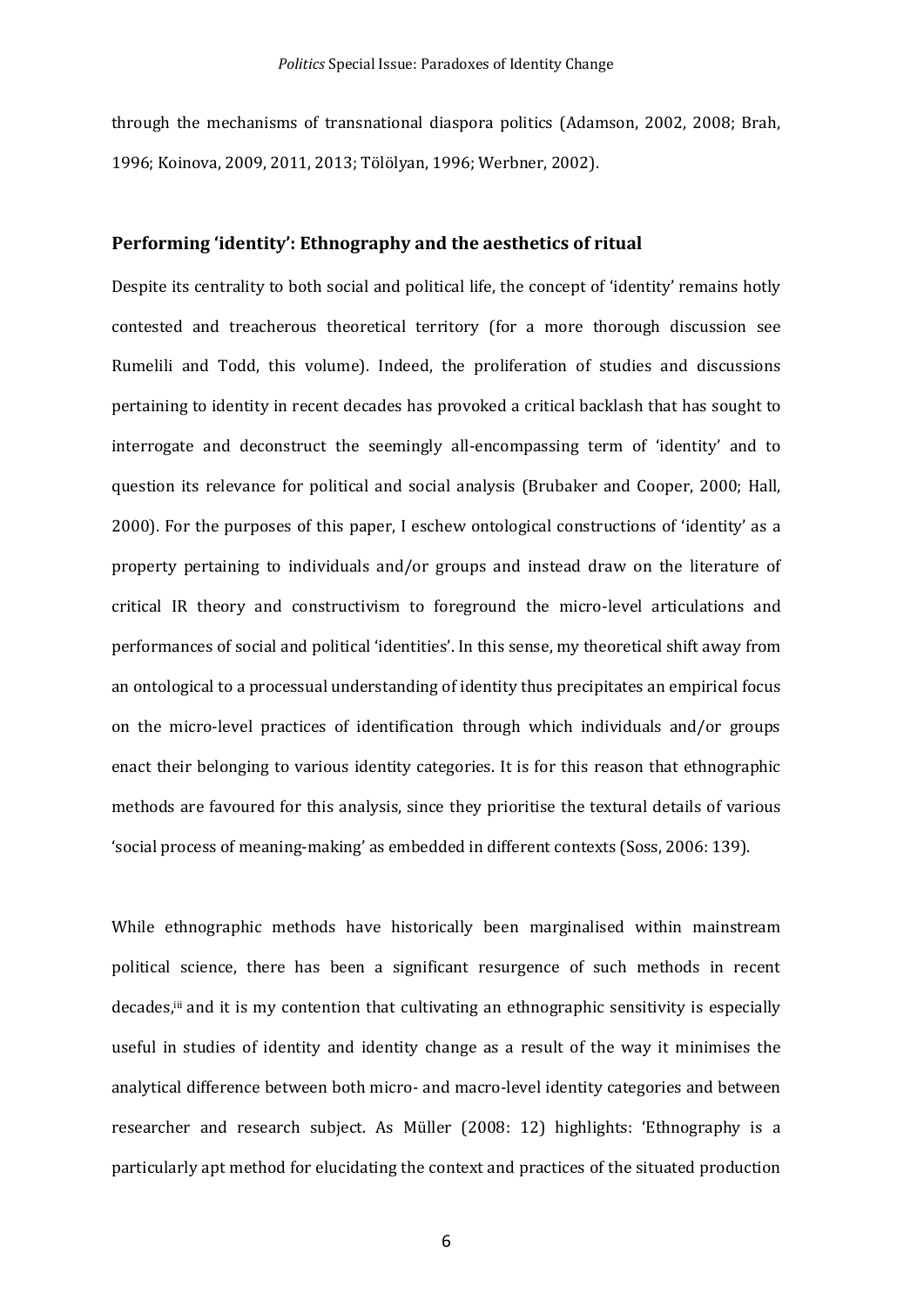through the mechanisms of transnational diaspora politics (Adamson, 2002, 2008; Brah, 1996; Koinova, 2009, 2011, 2013; Tölölyan, 1996; Werbner, 2002).

## Performing 'identity': Ethnography and the aesthetics of ritual

Despite its centrality to both social and political life, the concept of 'identity' remains hotly contested and treacherous theoretical territory (for a more thorough discussion see Rumelili and Todd, this volume). Indeed, the proliferation of studies and discussions pertaining to identity in recent decades has provoked a critical backlash that has sought to interrogate and deconstruct the seemingly all-encompassing term of 'identity' and to question its relevance for political and social analysis (Brubaker and Cooper, 2000; Hall, 2000). For the purposes of this paper, I eschew ontological constructions of 'identity' as a property pertaining to individuals and/or groups and instead draw on the literature of critical IR theory and constructivism to foreground the micro-level articulations and performances of social and political 'identities'. In this sense, my theoretical shift away from an ontological to a processual understanding of identity thus precipitates an empirical focus on the micro-level practices of identification through which individuals and/or groups enact their belonging to various identity categories. It is for this reason that ethnographic methods are favoured for this analysis, since they prioritise the textural details of various 'social process of meaning-making' as embedded in different contexts (Soss, 2006: 139).

While ethnographic methods have historically been marginalised within mainstream political science, there has been a significant resurgence of such methods in recent decades,[iii] and it is my contention that cultivating an ethnographic sensitivity is especially useful in studies of identity and identity change as a result of the way it minimises the analytical difference between both micro- and macro-level identity categories and between researcher and research subject. As Müller (2008: 12) highlights: 'Ethnography is a particularly apt method for elucidating the context and practices of the situated production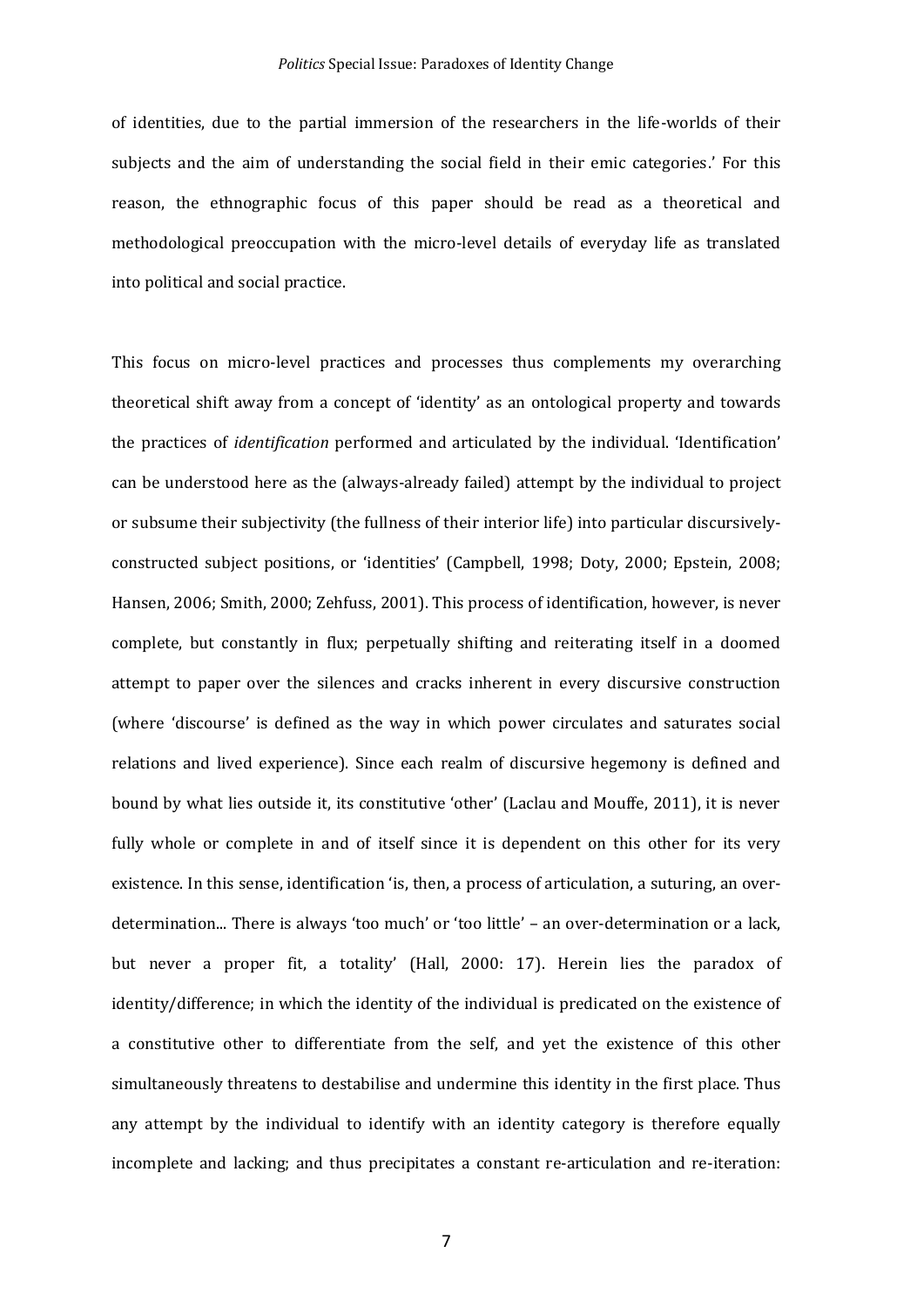of identities, due to the partial immersion of the researchers in the life-worlds of their subjects and the aim of understanding the social field in their emic categories.' For this reason, the ethnographic focus of this paper should be read as a theoretical and methodological preoccupation with the micro-level details of everyday life as translated into political and social practice.

This focus on micro-level practices and processes thus complements my overarching theoretical shift away from a concept of 'identity' as an ontological property and towards the practices of *identification* performed and articulated by the individual. 'Identification' can be understood here as the (always-already failed) attempt by the individual to project or subsume their subjectivity (the fullness of their interior life) into particular discursively-constructed subject positions, or 'identities' (Campbell, 1998; Doty, 2000; Epstein, 2008; Hansen, 2006; Smith, 2000; Zehfuss, 2001). This process of identification, however, is never complete, but constantly in flux; perpetually shifting and reiterating itself in a doomed attempt to paper over the silences and cracks inherent in every discursive construction (where 'discourse' is defined as the way in which power circulates and saturates social relations and lived experience). Since each realm of discursive hegemony is defined and bound by what lies outside it, its constitutive 'other' (Laclau and Mouffe, 2011), it is never fully whole or complete in and of itself since it is dependent on this other for its very existence. In this sense, identification 'is, then, a process of articulation, a suturing, an over-determination... There is always 'too much' or 'too little' – an over-determination or a lack, but never a proper fit, a totality' (Hall, 2000: 17). Herein lies the paradox of identity/difference; in which the identity of the individual is predicated on the existence of a constitutive other to differentiate from the self, and yet the existence of this other simultaneously threatens to destabilise and undermine this identity in the first place. Thus any attempt by the individual to identify with an identity category is therefore equally incomplete and lacking; and thus precipitates a constant re-articulation and re-iteration: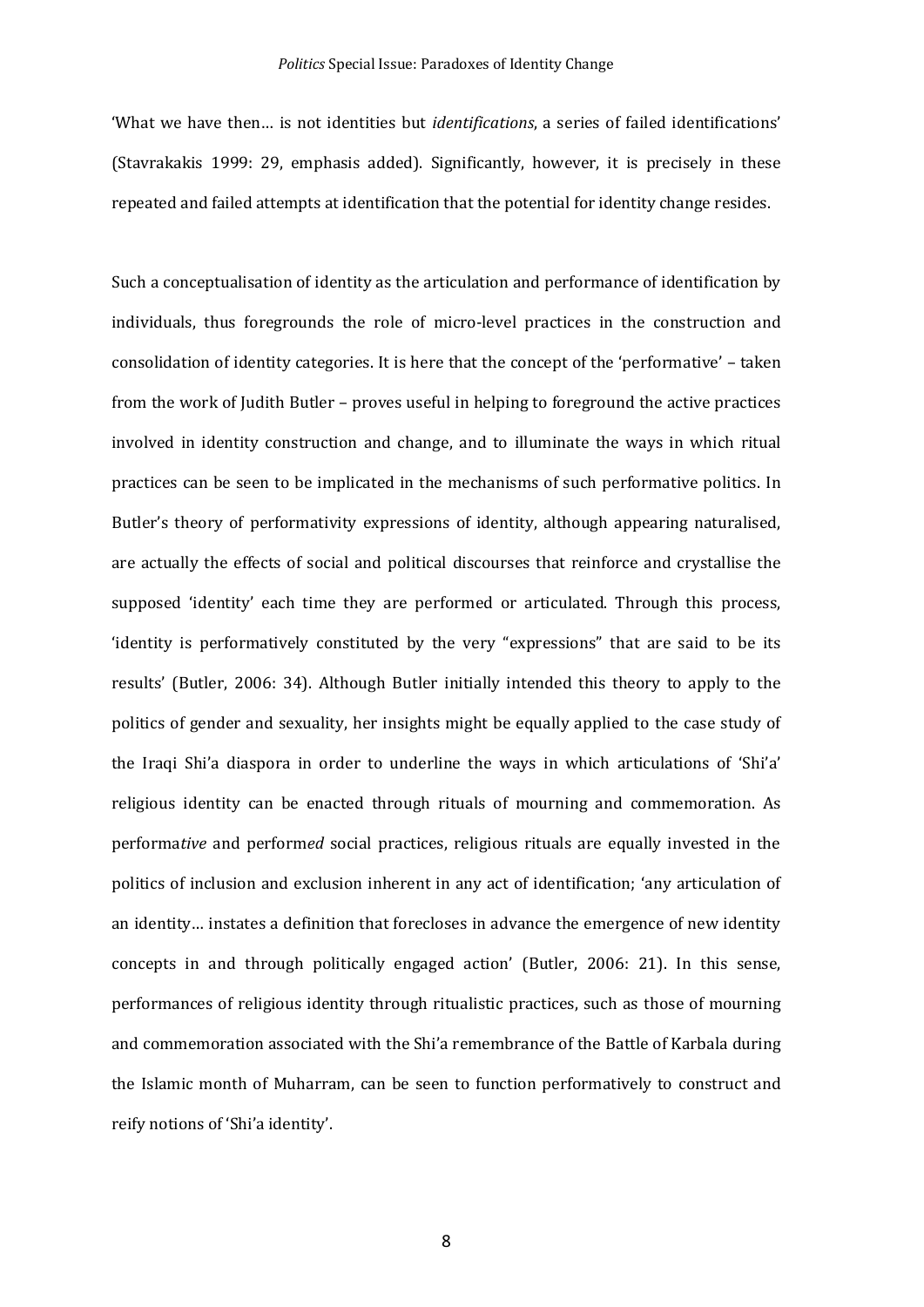'What we have then… is not identities but *identifications*, a series of failed identifications' (Stavrakakis 1999: 29, emphasis added). Significantly, however, it is precisely in these repeated and failed attempts at identification that the potential for identity change resides.

Such a conceptualisation of identity as the articulation and performance of identification by individuals, thus foregrounds the role of micro-level practices in the construction and consolidation of identity categories. It is here that the concept of the 'performative' – taken from the work of Judith Butler – proves useful in helping to foreground the active practices involved in identity construction and change, and to illuminate the ways in which ritual practices can be seen to be implicated in the mechanisms of such performative politics. In Butler's theory of performativity expressions of identity, although appearing naturalised, are actually the effects of social and political discourses that reinforce and crystallise the supposed 'identity' each time they are performed or articulated. Through this process, 'identity is performatively constituted by the very "expressions" that are said to be its results' (Butler, 2006: 34). Although Butler initially intended this theory to apply to the politics of gender and sexuality, her insights might be equally applied to the case study of the Iraqi Shi'a diaspora in order to underline the ways in which articulations of 'Shi'a' religious identity can be enacted through rituals of mourning and commemoration. As performa*tive* and perform*ed* social practices, religious rituals are equally invested in the politics of inclusion and exclusion inherent in any act of identification; 'any articulation of an identity… instates a definition that forecloses in advance the emergence of new identity concepts in and through politically engaged action' (Butler, 2006: 21). In this sense, performances of religious identity through ritualistic practices, such as those of mourning and commemoration associated with the Shi'a remembrance of the Battle of Karbala during the Islamic month of Muharram, can be seen to function performatively to construct and reify notions of 'Shi'a identity'.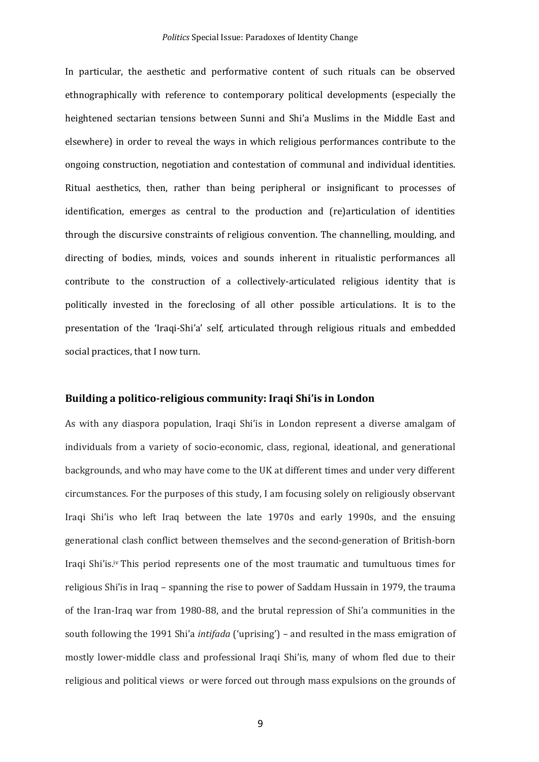In particular, the aesthetic and performative content of such rituals can be observed ethnographically with reference to contemporary political developments (especially the heightened sectarian tensions between Sunni and Shi'a Muslims in the Middle East and elsewhere) in order to reveal the ways in which religious performances contribute to the ongoing construction, negotiation and contestation of communal and individual identities. Ritual aesthetics, then, rather than being peripheral or insignificant to processes of identification, emerges as central to the production and (re)articulation of identities through the discursive constraints of religious convention. The channelling, moulding, and directing of bodies, minds, voices and sounds inherent in ritualistic performances all contribute to the construction of a collectively-articulated religious identity that is politically invested in the foreclosing of all other possible articulations. It is to the presentation of the 'Iraqi-Shi'a' self, articulated through religious rituals and embedded social practices, that I now turn.

## Building a politico-religious community: Iraqi Shi'is in London

As with any diaspora population, Iraqi Shi'is in London represent a diverse amalgam of individuals from a variety of socio-economic, class, regional, ideational, and generational backgrounds, and who may have come to the UK at different times and under very different circumstances. For the purposes of this study, I am focusing solely on religiously observant Iraqi Shi'is who left Iraq between the late 1970s and early 1990s, and the ensuing generational clash conflict between themselves and the second-generation of British-born Iraqi Shi'is.[iv] This period represents one of the most traumatic and tumultuous times for religious Shi'is in Iraq – spanning the rise to power of Saddam Hussain in 1979, the trauma of the Iran-Iraq war from 1980-88, and the brutal repression of Shi'a communities in the south following the 1991 Shi'a *intifada* ('uprising') – and resulted in the mass emigration of mostly lower-middle class and professional Iraqi Shi'is, many of whom fled due to their religious and political views or were forced out through mass expulsions on the grounds of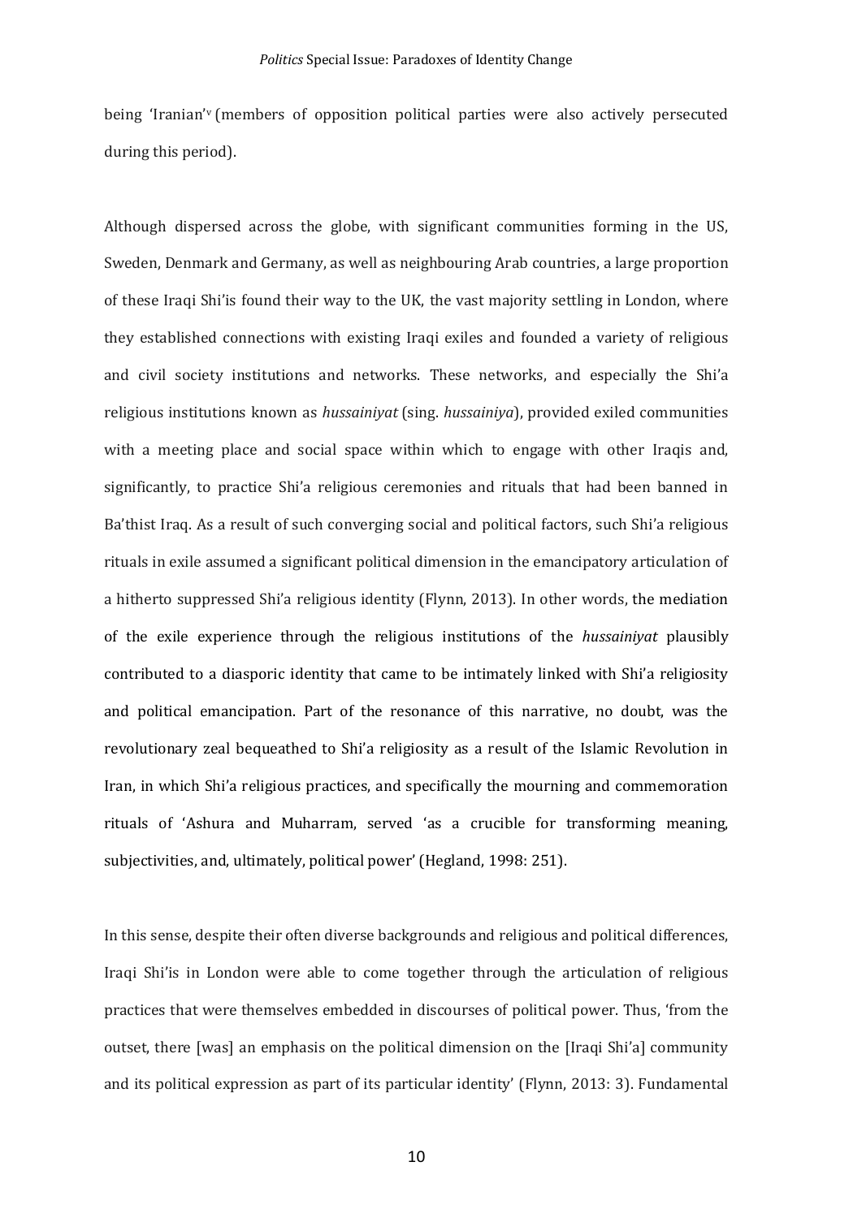being 'Iranian'[v] (members of opposition political parties were also actively persecuted during this period).

Although dispersed across the globe, with significant communities forming in the US, Sweden, Denmark and Germany, as well as neighbouring Arab countries, a large proportion of these Iraqi Shi'is found their way to the UK, the vast majority settling in London, where they established connections with existing Iraqi exiles and founded a variety of religious and civil society institutions and networks. These networks, and especially the Shi'a religious institutions known as *hussainiyat* (sing. *hussainiya*), provided exiled communities with a meeting place and social space within which to engage with other Iraqis and, significantly, to practice Shi'a religious ceremonies and rituals that had been banned in Ba'thist Iraq. As a result of such converging social and political factors, such Shi'a religious rituals in exile assumed a significant political dimension in the emancipatory articulation of a hitherto suppressed Shi'a religious identity (Flynn, 2013). In other words, the mediation of the exile experience through the religious institutions of the *hussainiyat* plausibly contributed to a diasporic identity that came to be intimately linked with Shi'a religiosity and political emancipation. Part of the resonance of this narrative, no doubt, was the revolutionary zeal bequeathed to Shi'a religiosity as a result of the Islamic Revolution in Iran, in which Shi'a religious practices, and specifically the mourning and commemoration rituals of 'Ashura and Muharram, served 'as a crucible for transforming meaning, subjectivities, and, ultimately, political power' (Hegland, 1998: 251).

In this sense, despite their often diverse backgrounds and religious and political differences, Iraqi Shi'is in London were able to come together through the articulation of religious practices that were themselves embedded in discourses of political power. Thus, 'from the outset, there [was] an emphasis on the political dimension on the [Iraqi Shi'a] community and its political expression as part of its particular identity' (Flynn, 2013: 3). Fundamental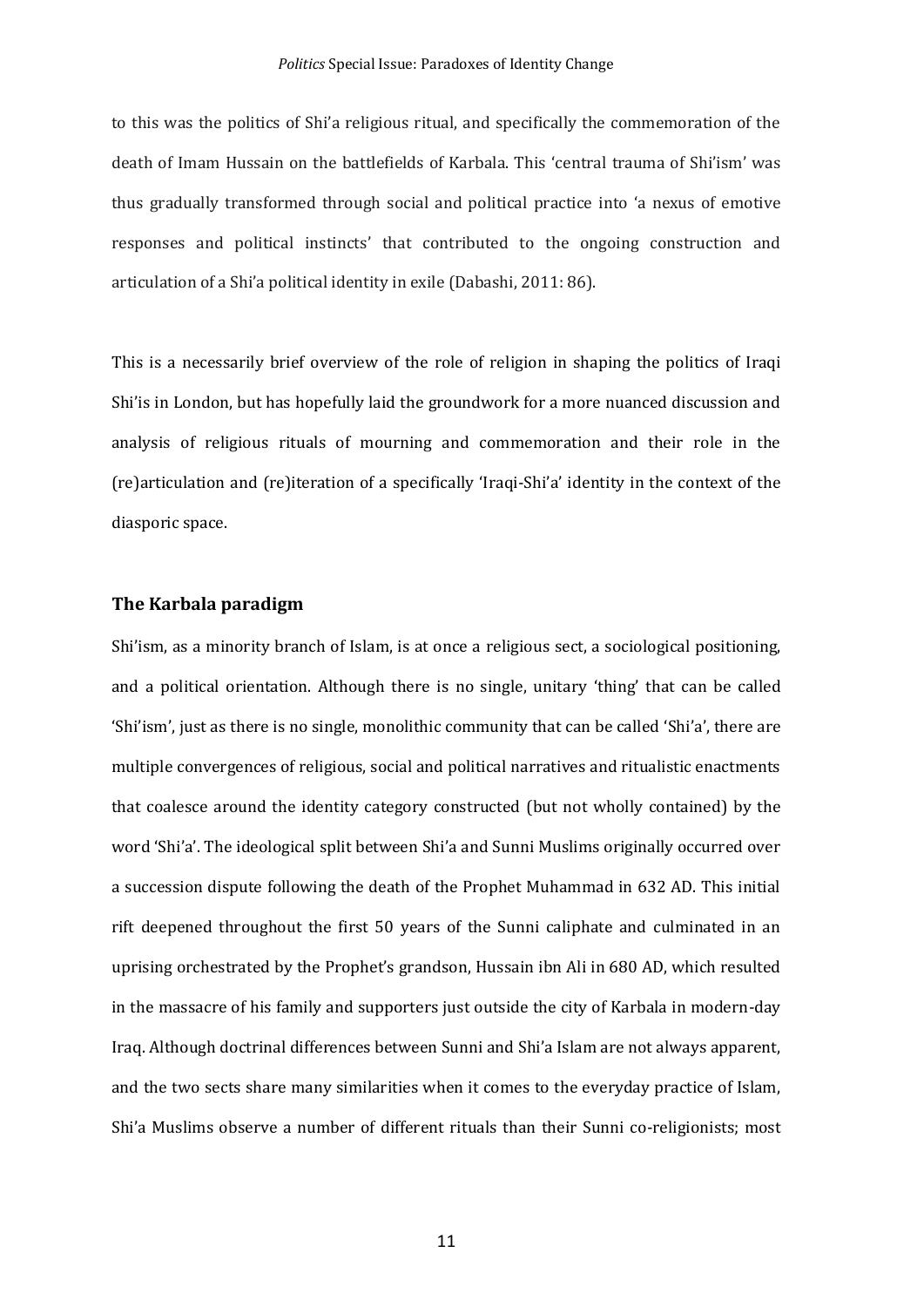to this was the politics of Shi'a religious ritual, and specifically the commemoration of the death of Imam Hussain on the battlefields of Karbala. This 'central trauma of Shi'ism' was thus gradually transformed through social and political practice into 'a nexus of emotive responses and political instincts' that contributed to the ongoing construction and articulation of a Shi'a political identity in exile (Dabashi, 2011: 86).

This is a necessarily brief overview of the role of religion in shaping the politics of Iraqi Shi'is in London, but has hopefully laid the groundwork for a more nuanced discussion and analysis of religious rituals of mourning and commemoration and their role in the (re)articulation and (re)iteration of a specifically 'Iraqi-Shi'a' identity in the context of the diasporic space.

## The Karbala paradigm

Shi'ism, as a minority branch of Islam, is at once a religious sect, a sociological positioning, and a political orientation. Although there is no single, unitary 'thing' that can be called 'Shi'ism', just as there is no single, monolithic community that can be called 'Shi'a', there are multiple convergences of religious, social and political narratives and ritualistic enactments that coalesce around the identity category constructed (but not wholly contained) by the word 'Shi'a'. The ideological split between Shi'a and Sunni Muslims originally occurred over a succession dispute following the death of the Prophet Muhammad in 632 AD. This initial rift deepened throughout the first 50 years of the Sunni caliphate and culminated in an uprising orchestrated by the Prophet's grandson, Hussain ibn Ali in 680 AD, which resulted in the massacre of his family and supporters just outside the city of Karbala in modern-day Iraq. Although doctrinal differences between Sunni and Shi'a Islam are not always apparent, and the two sects share many similarities when it comes to the everyday practice of Islam, Shi'a Muslims observe a number of different rituals than their Sunni co-religionists; most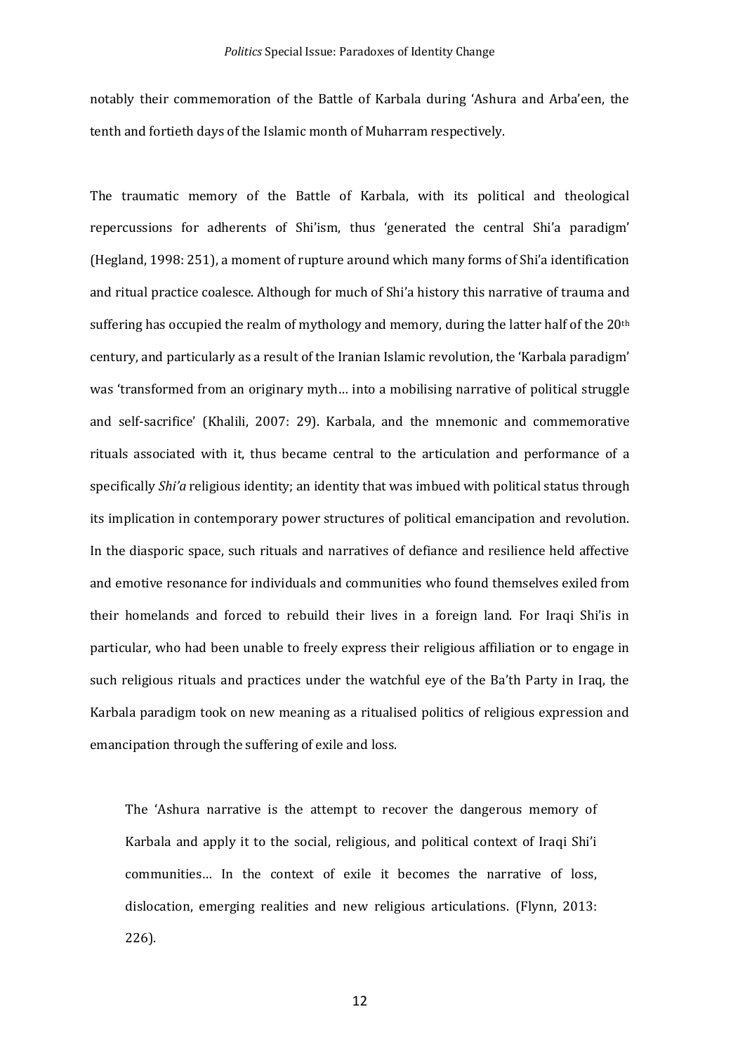notably their commemoration of the Battle of Karbala during 'Ashura and Arba'een, the tenth and fortieth days of the Islamic month of Muharram respectively.

The traumatic memory of the Battle of Karbala, with its political and theological repercussions for adherents of Shi'ism, thus 'generated the central Shi'a paradigm' (Hegland, 1998: 251), a moment of rupture around which many forms of Shi'a identification and ritual practice coalesce. Although for much of Shi'a history this narrative of trauma and suffering has occupied the realm of mythology and memory, during the latter half of the 20th century, and particularly as a result of the Iranian Islamic revolution, the 'Karbala paradigm' was 'transformed from an originary myth… into a mobilising narrative of political struggle and self-sacrifice' (Khalili, 2007: 29). Karbala, and the mnemonic and commemorative rituals associated with it, thus became central to the articulation and performance of a specifically *Shi'a* religious identity; an identity that was imbued with political status through its implication in contemporary power structures of political emancipation and revolution. In the diasporic space, such rituals and narratives of defiance and resilience held affective and emotive resonance for individuals and communities who found themselves exiled from their homelands and forced to rebuild their lives in a foreign land. For Iraqi Shi'is in particular, who had been unable to freely express their religious affiliation or to engage in such religious rituals and practices under the watchful eye of the Ba'th Party in Iraq, the Karbala paradigm took on new meaning as a ritualised politics of religious expression and emancipation through the suffering of exile and loss.

> The 'Ashura narrative is the attempt to recover the dangerous memory of Karbala and apply it to the social, religious, and political context of Iraqi Shi'i communities… In the context of exile it becomes the narrative of loss, dislocation, emerging realities and new religious articulations. (Flynn, 2013: 226).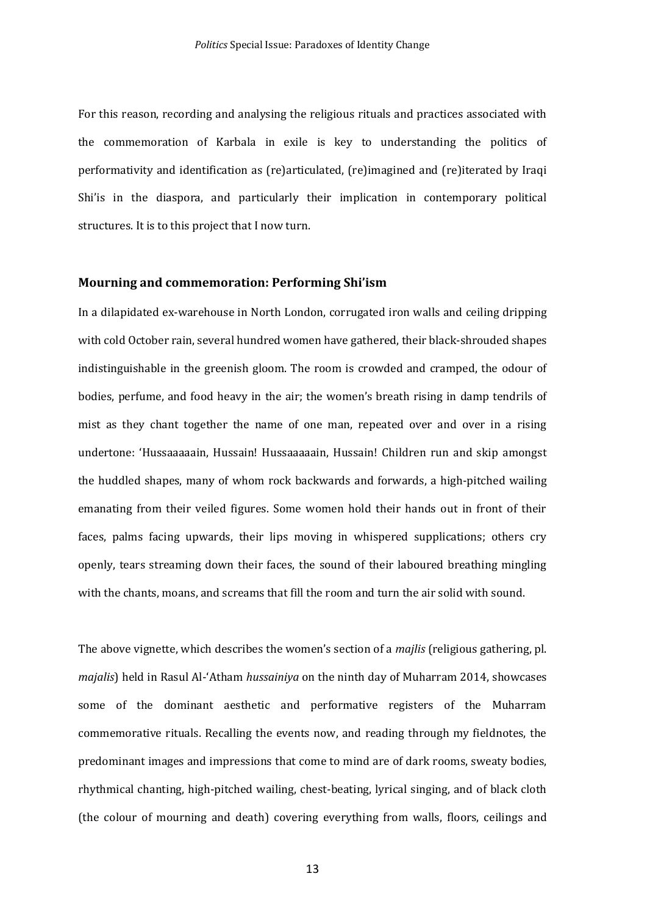For this reason, recording and analysing the religious rituals and practices associated with the commemoration of Karbala in exile is key to understanding the politics of performativity and identification as (re)articulated, (re)imagined and (re)iterated by Iraqi Shi'is in the diaspora, and particularly their implication in contemporary political structures. It is to this project that I now turn.

## Mourning and commemoration: Performing Shi'ism

In a dilapidated ex-warehouse in North London, corrugated iron walls and ceiling dripping with cold October rain, several hundred women have gathered, their black-shrouded shapes indistinguishable in the greenish gloom. The room is crowded and cramped, the odour of bodies, perfume, and food heavy in the air; the women's breath rising in damp tendrils of mist as they chant together the name of one man, repeated over and over in a rising undertone: 'Hussaaaaain, Hussain! Hussaaaaain, Hussain! Children run and skip amongst the huddled shapes, many of whom rock backwards and forwards, a high-pitched wailing emanating from their veiled figures. Some women hold their hands out in front of their faces, palms facing upwards, their lips moving in whispered supplications; others cry openly, tears streaming down their faces, the sound of their laboured breathing mingling with the chants, moans, and screams that fill the room and turn the air solid with sound.

The above vignette, which describes the women's section of a *majlis* (religious gathering, pl. *majalis*) held in Rasul Al-'Atham *hussainiya* on the ninth day of Muharram 2014, showcases some of the dominant aesthetic and performative registers of the Muharram commemorative rituals. Recalling the events now, and reading through my fieldnotes, the predominant images and impressions that come to mind are of dark rooms, sweaty bodies, rhythmical chanting, high-pitched wailing, chest-beating, lyrical singing, and of black cloth (the colour of mourning and death) covering everything from walls, floors, ceilings and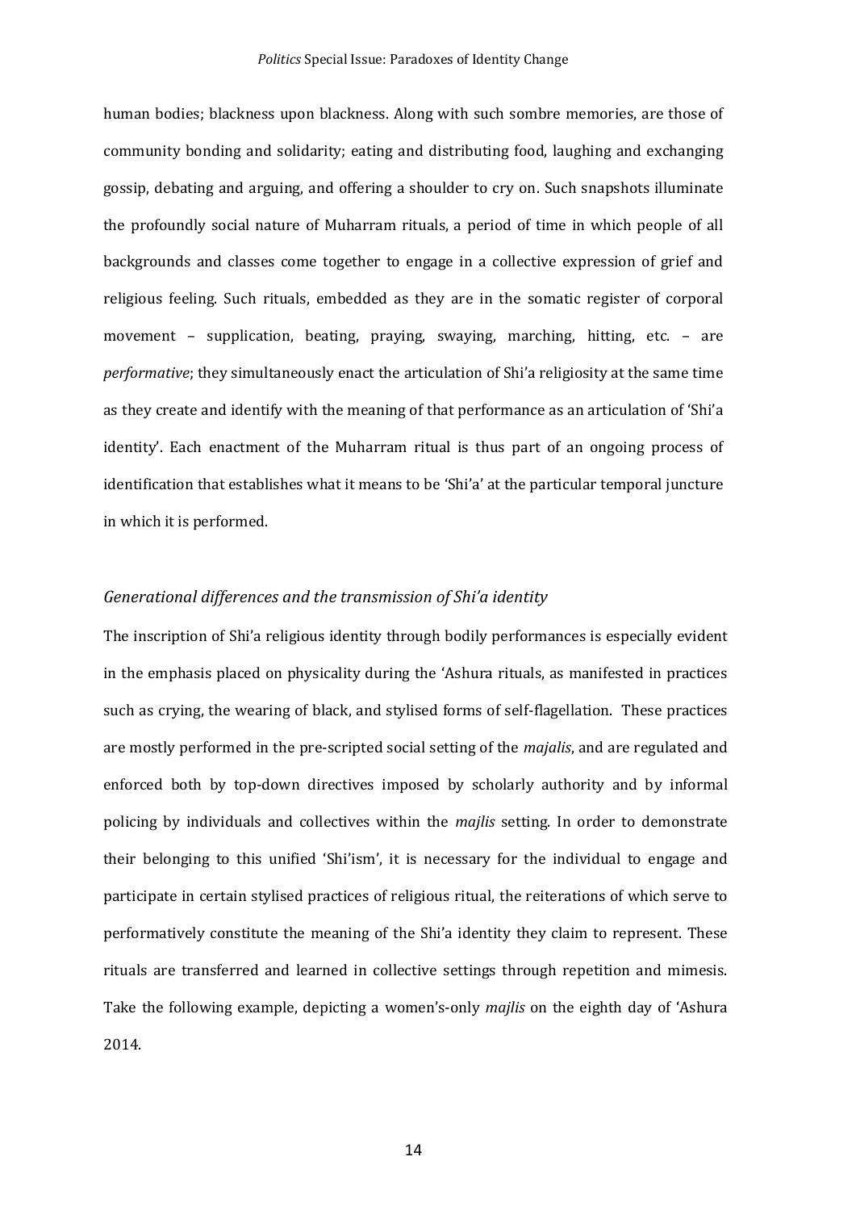human bodies; blackness upon blackness. Along with such sombre memories, are those of community bonding and solidarity; eating and distributing food, laughing and exchanging gossip, debating and arguing, and offering a shoulder to cry on. Such snapshots illuminate the profoundly social nature of Muharram rituals, a period of time in which people of all backgrounds and classes come together to engage in a collective expression of grief and religious feeling. Such rituals, embedded as they are in the somatic register of corporal movement – supplication, beating, praying, swaying, marching, hitting, etc. – are *performative*; they simultaneously enact the articulation of Shi'a religiosity at the same time as they create and identify with the meaning of that performance as an articulation of 'Shi'a identity'. Each enactment of the Muharram ritual is thus part of an ongoing process of identification that establishes what it means to be 'Shi'a' at the particular temporal juncture in which it is performed.

## *Generational differences and the transmission of Shi'a identity*

The inscription of Shi'a religious identity through bodily performances is especially evident in the emphasis placed on physicality during the 'Ashura rituals, as manifested in practices such as crying, the wearing of black, and stylised forms of self-flagellation. These practices are mostly performed in the pre-scripted social setting of the *majalis*, and are regulated and enforced both by top-down directives imposed by scholarly authority and by informal policing by individuals and collectives within the *majlis* setting. In order to demonstrate their belonging to this unified 'Shi'ism', it is necessary for the individual to engage and participate in certain stylised practices of religious ritual, the reiterations of which serve to performatively constitute the meaning of the Shi'a identity they claim to represent. These rituals are transferred and learned in collective settings through repetition and mimesis. Take the following example, depicting a women's-only *majlis* on the eighth day of 'Ashura 2014.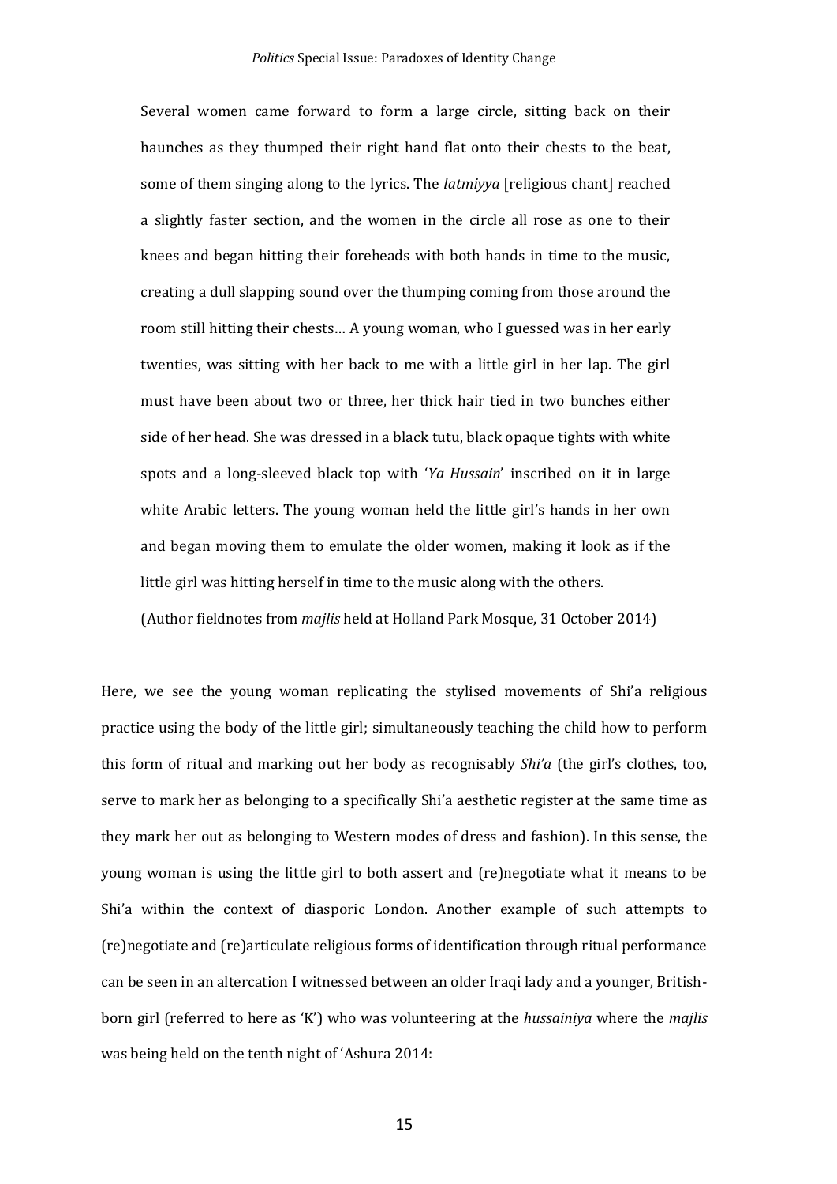> Several women came forward to form a large circle, sitting back on their haunches as they thumped their right hand flat onto their chests to the beat, some of them singing along to the lyrics. The *latmiyya* [religious chant] reached a slightly faster section, and the women in the circle all rose as one to their knees and began hitting their foreheads with both hands in time to the music, creating a dull slapping sound over the thumping coming from those around the room still hitting their chests… A young woman, who I guessed was in her early twenties, was sitting with her back to me with a little girl in her lap. The girl must have been about two or three, her thick hair tied in two bunches either side of her head. She was dressed in a black tutu, black opaque tights with white spots and a long-sleeved black top with '*Ya Hussain*' inscribed on it in large white Arabic letters. The young woman held the little girl's hands in her own and began moving them to emulate the older women, making it look as if the little girl was hitting herself in time to the music along with the others.
>
> (Author fieldnotes from *majlis* held at Holland Park Mosque, 31 October 2014)

Here, we see the young woman replicating the stylised movements of Shi'a religious practice using the body of the little girl; simultaneously teaching the child how to perform this form of ritual and marking out her body as recognisably *Shi'a* (the girl's clothes, too, serve to mark her as belonging to a specifically Shi'a aesthetic register at the same time as they mark her out as belonging to Western modes of dress and fashion). In this sense, the young woman is using the little girl to both assert and (re)negotiate what it means to be Shi'a within the context of diasporic London. Another example of such attempts to (re)negotiate and (re)articulate religious forms of identification through ritual performance can be seen in an altercation I witnessed between an older Iraqi lady and a younger, British-born girl (referred to here as 'K') who was volunteering at the *hussainiya* where the *majlis* was being held on the tenth night of 'Ashura 2014: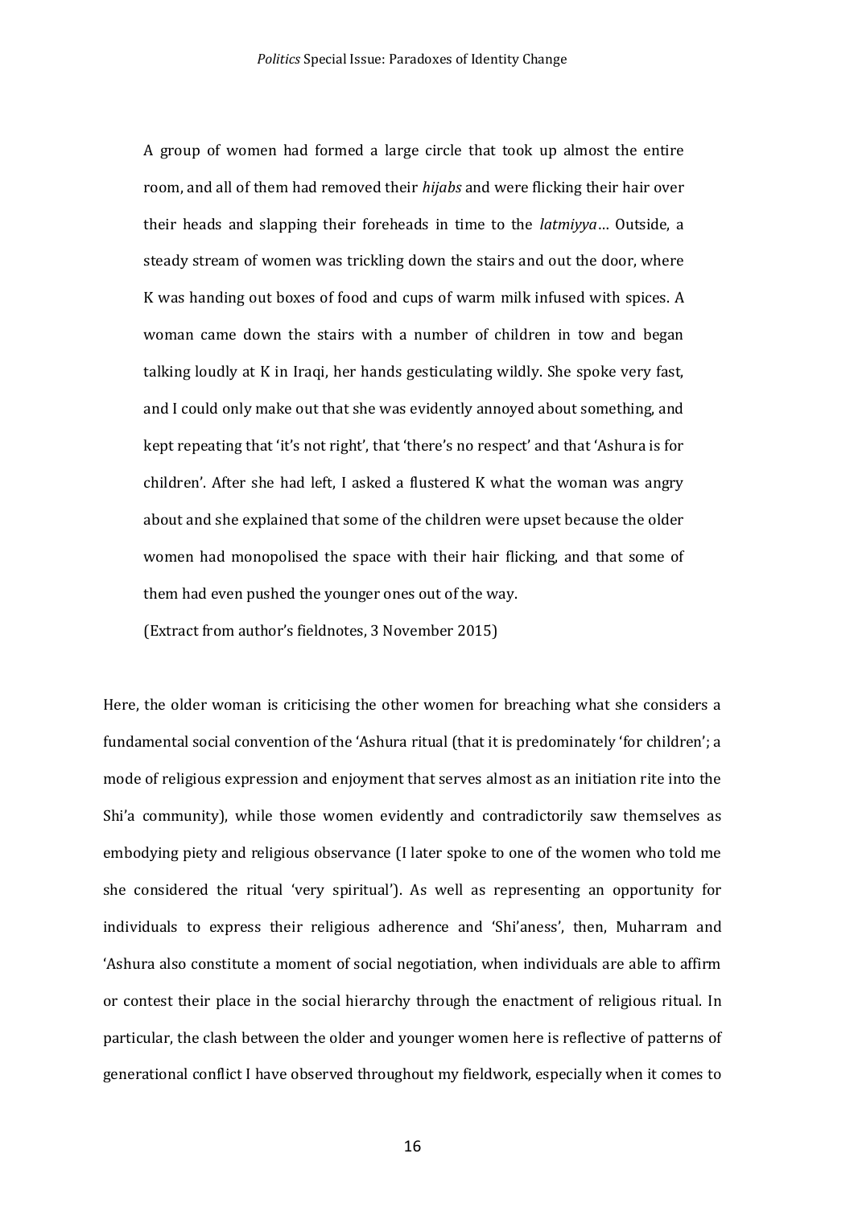> A group of women had formed a large circle that took up almost the entire room, and all of them had removed their *hijabs* and were flicking their hair over their heads and slapping their foreheads in time to the *latmiyya*… Outside, a steady stream of women was trickling down the stairs and out the door, where K was handing out boxes of food and cups of warm milk infused with spices. A woman came down the stairs with a number of children in tow and began talking loudly at K in Iraqi, her hands gesticulating wildly. She spoke very fast, and I could only make out that she was evidently annoyed about something, and kept repeating that 'it's not right', that 'there's no respect' and that 'Ashura is for children'. After she had left, I asked a flustered K what the woman was angry about and she explained that some of the children were upset because the older women had monopolised the space with their hair flicking, and that some of them had even pushed the younger ones out of the way.
>
> (Extract from author's fieldnotes, 3 November 2015)

Here, the older woman is criticising the other women for breaching what she considers a fundamental social convention of the 'Ashura ritual (that it is predominately 'for children'; a mode of religious expression and enjoyment that serves almost as an initiation rite into the Shi'a community), while those women evidently and contradictorily saw themselves as embodying piety and religious observance (I later spoke to one of the women who told me she considered the ritual 'very spiritual'). As well as representing an opportunity for individuals to express their religious adherence and 'Shi'aness', then, Muharram and 'Ashura also constitute a moment of social negotiation, when individuals are able to affirm or contest their place in the social hierarchy through the enactment of religious ritual. In particular, the clash between the older and younger women here is reflective of patterns of generational conflict I have observed throughout my fieldwork, especially when it comes to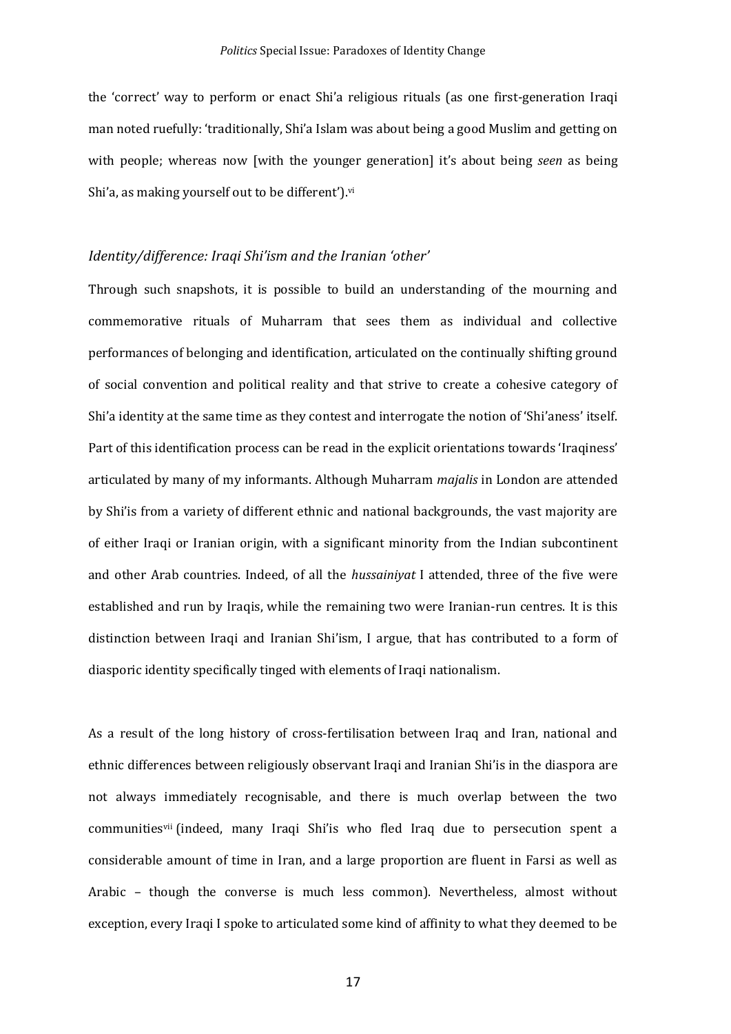the 'correct' way to perform or enact Shi'a religious rituals (as one first-generation Iraqi man noted ruefully: 'traditionally, Shi'a Islam was about being a good Muslim and getting on with people; whereas now [with the younger generation] it's about being *seen* as being Shi'a, as making yourself out to be different').[vi]

### *Identity/difference: Iraqi Shi'ism and the Iranian 'other'*

Through such snapshots, it is possible to build an understanding of the mourning and commemorative rituals of Muharram that sees them as individual and collective performances of belonging and identification, articulated on the continually shifting ground of social convention and political reality and that strive to create a cohesive category of Shi'a identity at the same time as they contest and interrogate the notion of 'Shi'aness' itself. Part of this identification process can be read in the explicit orientations towards 'Iraqiness' articulated by many of my informants. Although Muharram *majalis* in London are attended by Shi'is from a variety of different ethnic and national backgrounds, the vast majority are of either Iraqi or Iranian origin, with a significant minority from the Indian subcontinent and other Arab countries. Indeed, of all the *hussainiyat* I attended, three of the five were established and run by Iraqis, while the remaining two were Iranian-run centres. It is this distinction between Iraqi and Iranian Shi'ism, I argue, that has contributed to a form of diasporic identity specifically tinged with elements of Iraqi nationalism.

As a result of the long history of cross-fertilisation between Iraq and Iran, national and ethnic differences between religiously observant Iraqi and Iranian Shi'is in the diaspora are not always immediately recognisable, and there is much overlap between the two communities[vii] (indeed, many Iraqi Shi'is who fled Iraq due to persecution spent a considerable amount of time in Iran, and a large proportion are fluent in Farsi as well as Arabic – though the converse is much less common). Nevertheless, almost without exception, every Iraqi I spoke to articulated some kind of affinity to what they deemed to be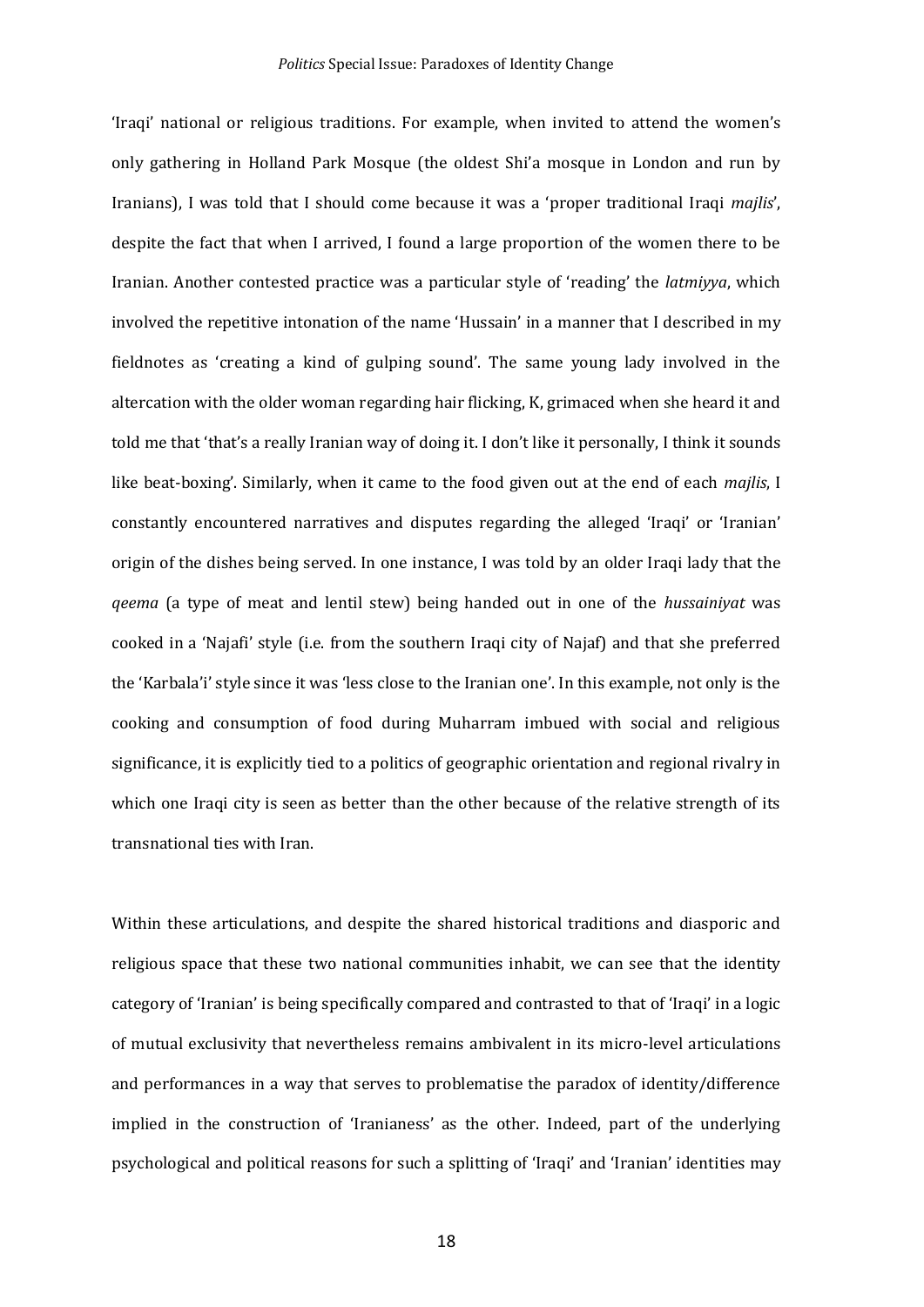'Iraqi' national or religious traditions. For example, when invited to attend the women's only gathering in Holland Park Mosque (the oldest Shi'a mosque in London and run by Iranians), I was told that I should come because it was a 'proper traditional Iraqi *majlis*', despite the fact that when I arrived, I found a large proportion of the women there to be Iranian. Another contested practice was a particular style of 'reading' the *latmiyya*, which involved the repetitive intonation of the name 'Hussain' in a manner that I described in my fieldnotes as 'creating a kind of gulping sound'. The same young lady involved in the altercation with the older woman regarding hair flicking, K, grimaced when she heard it and told me that 'that's a really Iranian way of doing it. I don't like it personally, I think it sounds like beat-boxing'. Similarly, when it came to the food given out at the end of each *majlis*, I constantly encountered narratives and disputes regarding the alleged 'Iraqi' or 'Iranian' origin of the dishes being served. In one instance, I was told by an older Iraqi lady that the *qeema* (a type of meat and lentil stew) being handed out in one of the *hussainiyat* was cooked in a 'Najafi' style (i.e. from the southern Iraqi city of Najaf) and that she preferred the 'Karbala'i' style since it was 'less close to the Iranian one'. In this example, not only is the cooking and consumption of food during Muharram imbued with social and religious significance, it is explicitly tied to a politics of geographic orientation and regional rivalry in which one Iraqi city is seen as better than the other because of the relative strength of its transnational ties with Iran.

Within these articulations, and despite the shared historical traditions and diasporic and religious space that these two national communities inhabit, we can see that the identity category of 'Iranian' is being specifically compared and contrasted to that of 'Iraqi' in a logic of mutual exclusivity that nevertheless remains ambivalent in its micro-level articulations and performances in a way that serves to problematise the paradox of identity/difference implied in the construction of 'Iranianess' as the other. Indeed, part of the underlying psychological and political reasons for such a splitting of 'Iraqi' and 'Iranian' identities may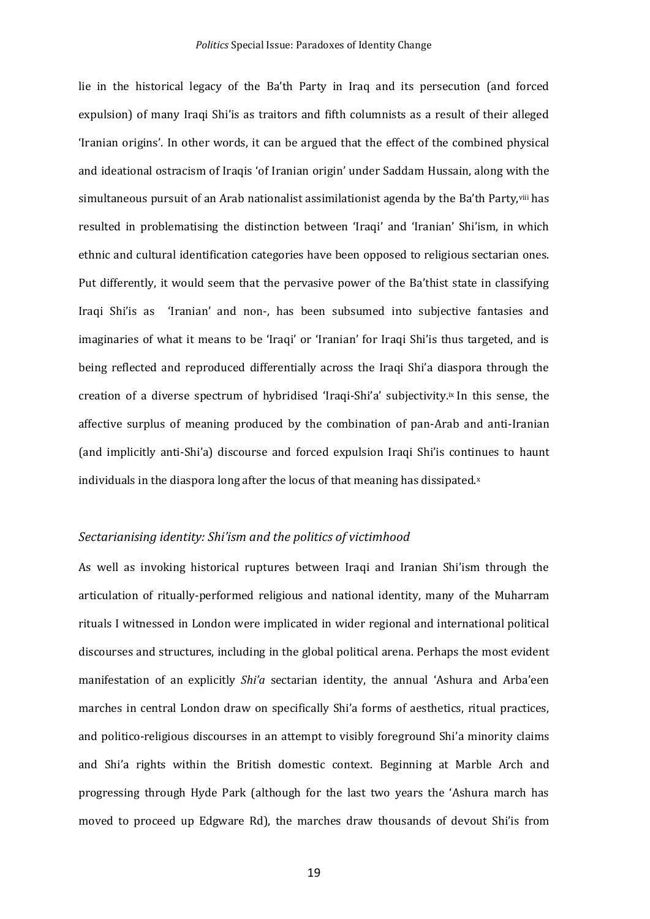lie in the historical legacy of the Ba'th Party in Iraq and its persecution (and forced expulsion) of many Iraqi Shi'is as traitors and fifth columnists as a result of their alleged 'Iranian origins'. In other words, it can be argued that the effect of the combined physical and ideational ostracism of Iraqis 'of Iranian origin' under Saddam Hussain, along with the simultaneous pursuit of an Arab nationalist assimilationist agenda by the Ba'th Party,[viii] has resulted in problematising the distinction between 'Iraqi' and 'Iranian' Shi'ism, in which ethnic and cultural identification categories have been opposed to religious sectarian ones. Put differently, it would seem that the pervasive power of the Ba'thist state in classifying Iraqi Shi'is as 'Iranian' and non-, has been subsumed into subjective fantasies and imaginaries of what it means to be 'Iraqi' or 'Iranian' for Iraqi Shi'is thus targeted, and is being reflected and reproduced differentially across the Iraqi Shi'a diaspora through the creation of a diverse spectrum of hybridised 'Iraqi-Shi'a' subjectivity.[ix] In this sense, the affective surplus of meaning produced by the combination of pan-Arab and anti-Iranian (and implicitly anti-Shi'a) discourse and forced expulsion Iraqi Shi'is continues to haunt individuals in the diaspora long after the locus of that meaning has dissipated.[x]

### *Sectarianising identity: Shi'ism and the politics of victimhood*

As well as invoking historical ruptures between Iraqi and Iranian Shi'ism through the articulation of ritually-performed religious and national identity, many of the Muharram rituals I witnessed in London were implicated in wider regional and international political discourses and structures, including in the global political arena. Perhaps the most evident manifestation of an explicitly *Shi'a* sectarian identity, the annual 'Ashura and Arba'een marches in central London draw on specifically Shi'a forms of aesthetics, ritual practices, and politico-religious discourses in an attempt to visibly foreground Shi'a minority claims and Shi'a rights within the British domestic context. Beginning at Marble Arch and progressing through Hyde Park (although for the last two years the 'Ashura march has moved to proceed up Edgware Rd), the marches draw thousands of devout Shi'is from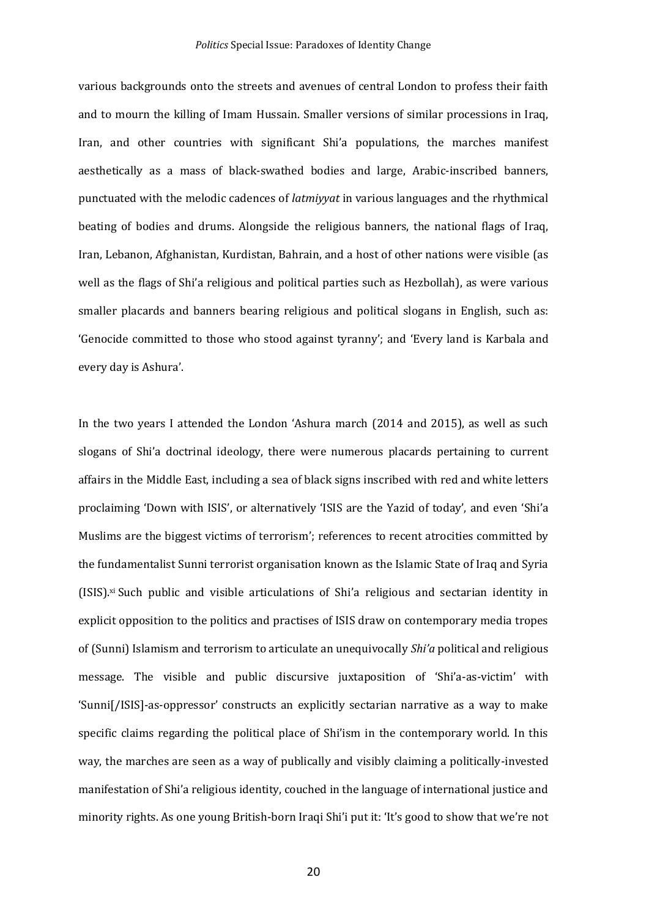various backgrounds onto the streets and avenues of central London to profess their faith and to mourn the killing of Imam Hussain. Smaller versions of similar processions in Iraq, Iran, and other countries with significant Shi'a populations, the marches manifest aesthetically as a mass of black-swathed bodies and large, Arabic-inscribed banners, punctuated with the melodic cadences of *latmiyyat* in various languages and the rhythmical beating of bodies and drums. Alongside the religious banners, the national flags of Iraq, Iran, Lebanon, Afghanistan, Kurdistan, Bahrain, and a host of other nations were visible (as well as the flags of Shi'a religious and political parties such as Hezbollah), as were various smaller placards and banners bearing religious and political slogans in English, such as: 'Genocide committed to those who stood against tyranny'; and 'Every land is Karbala and every day is Ashura'.

In the two years I attended the London 'Ashura march (2014 and 2015), as well as such slogans of Shi'a doctrinal ideology, there were numerous placards pertaining to current affairs in the Middle East, including a sea of black signs inscribed with red and white letters proclaiming 'Down with ISIS', or alternatively 'ISIS are the Yazid of today', and even 'Shi'a Muslims are the biggest victims of terrorism'; references to recent atrocities committed by the fundamentalist Sunni terrorist organisation known as the Islamic State of Iraq and Syria (ISIS).[xi] Such public and visible articulations of Shi'a religious and sectarian identity in explicit opposition to the politics and practises of ISIS draw on contemporary media tropes of (Sunni) Islamism and terrorism to articulate an unequivocally *Shi'a* political and religious message. The visible and public discursive juxtaposition of 'Shi'a-as-victim' with 'Sunni[/ISIS]-as-oppressor' constructs an explicitly sectarian narrative as a way to make specific claims regarding the political place of Shi'ism in the contemporary world. In this way, the marches are seen as a way of publically and visibly claiming a politically-invested manifestation of Shi'a religious identity, couched in the language of international justice and minority rights. As one young British-born Iraqi Shi'i put it: 'It's good to show that we're not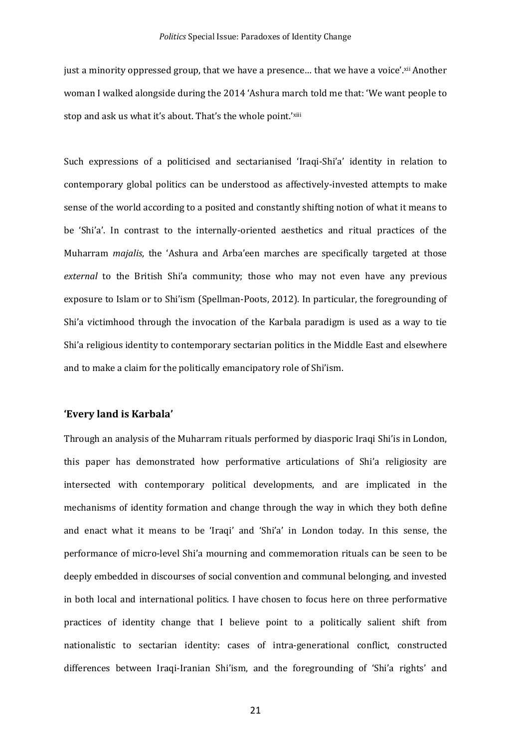just a minority oppressed group, that we have a presence… that we have a voice'.[xii] Another woman I walked alongside during the 2014 'Ashura march told me that: 'We want people to stop and ask us what it's about. That's the whole point.'[xiii]

Such expressions of a politicised and sectarianised 'Iraqi-Shi'a' identity in relation to contemporary global politics can be understood as affectively-invested attempts to make sense of the world according to a posited and constantly shifting notion of what it means to be 'Shi'a'. In contrast to the internally-oriented aesthetics and ritual practices of the Muharram *majalis*, the 'Ashura and Arba'een marches are specifically targeted at those *external* to the British Shi'a community; those who may not even have any previous exposure to Islam or to Shi'ism (Spellman-Poots, 2012). In particular, the foregrounding of Shi'a victimhood through the invocation of the Karbala paradigm is used as a way to tie Shi'a religious identity to contemporary sectarian politics in the Middle East and elsewhere and to make a claim for the politically emancipatory role of Shi'ism.

## 'Every land is Karbala'

Through an analysis of the Muharram rituals performed by diasporic Iraqi Shi'is in London, this paper has demonstrated how performative articulations of Shi'a religiosity are intersected with contemporary political developments, and are implicated in the mechanisms of identity formation and change through the way in which they both define and enact what it means to be 'Iraqi' and 'Shi'a' in London today. In this sense, the performance of micro-level Shi'a mourning and commemoration rituals can be seen to be deeply embedded in discourses of social convention and communal belonging, and invested in both local and international politics. I have chosen to focus here on three performative practices of identity change that I believe point to a politically salient shift from nationalistic to sectarian identity: cases of intra-generational conflict, constructed differences between Iraqi-Iranian Shi'ism, and the foregrounding of 'Shi'a rights' and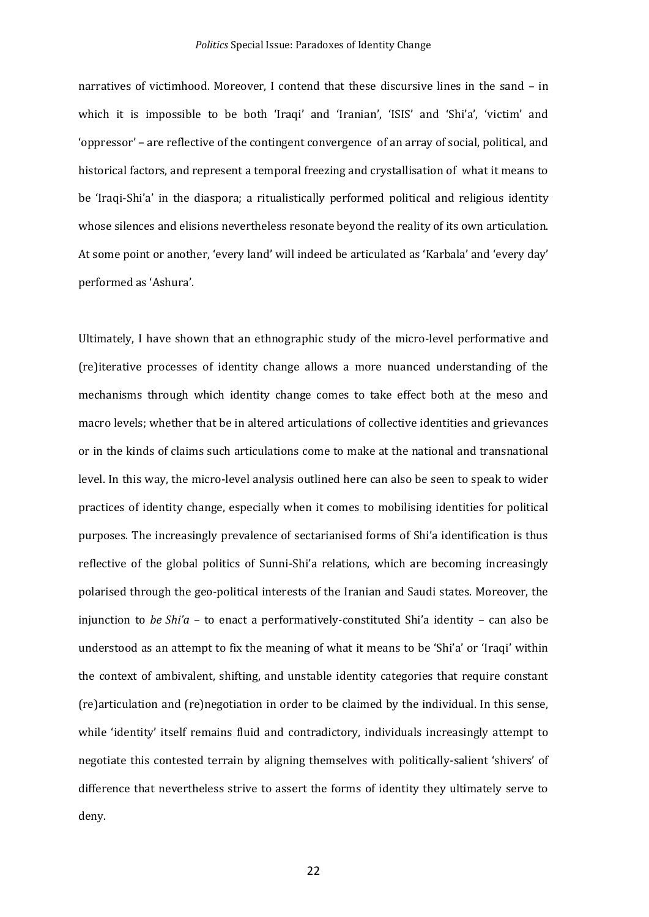narratives of victimhood. Moreover, I contend that these discursive lines in the sand – in which it is impossible to be both 'Iraqi' and 'Iranian', 'ISIS' and 'Shi'a', 'victim' and 'oppressor' – are reflective of the contingent convergence of an array of social, political, and historical factors, and represent a temporal freezing and crystallisation of what it means to be 'Iraqi-Shi'a' in the diaspora; a ritualistically performed political and religious identity whose silences and elisions nevertheless resonate beyond the reality of its own articulation. At some point or another, 'every land' will indeed be articulated as 'Karbala' and 'every day' performed as 'Ashura'.

Ultimately, I have shown that an ethnographic study of the micro-level performative and (re)iterative processes of identity change allows a more nuanced understanding of the mechanisms through which identity change comes to take effect both at the meso and macro levels; whether that be in altered articulations of collective identities and grievances or in the kinds of claims such articulations come to make at the national and transnational level. In this way, the micro-level analysis outlined here can also be seen to speak to wider practices of identity change, especially when it comes to mobilising identities for political purposes. The increasingly prevalence of sectarianised forms of Shi'a identification is thus reflective of the global politics of Sunni-Shi'a relations, which are becoming increasingly polarised through the geo-political interests of the Iranian and Saudi states. Moreover, the injunction to *be Shi'a* – to enact a performatively-constituted Shi'a identity – can also be understood as an attempt to fix the meaning of what it means to be 'Shi'a' or 'Iraqi' within the context of ambivalent, shifting, and unstable identity categories that require constant (re)articulation and (re)negotiation in order to be claimed by the individual. In this sense, while 'identity' itself remains fluid and contradictory, individuals increasingly attempt to negotiate this contested terrain by aligning themselves with politically-salient 'shivers' of difference that nevertheless strive to assert the forms of identity they ultimately serve to deny.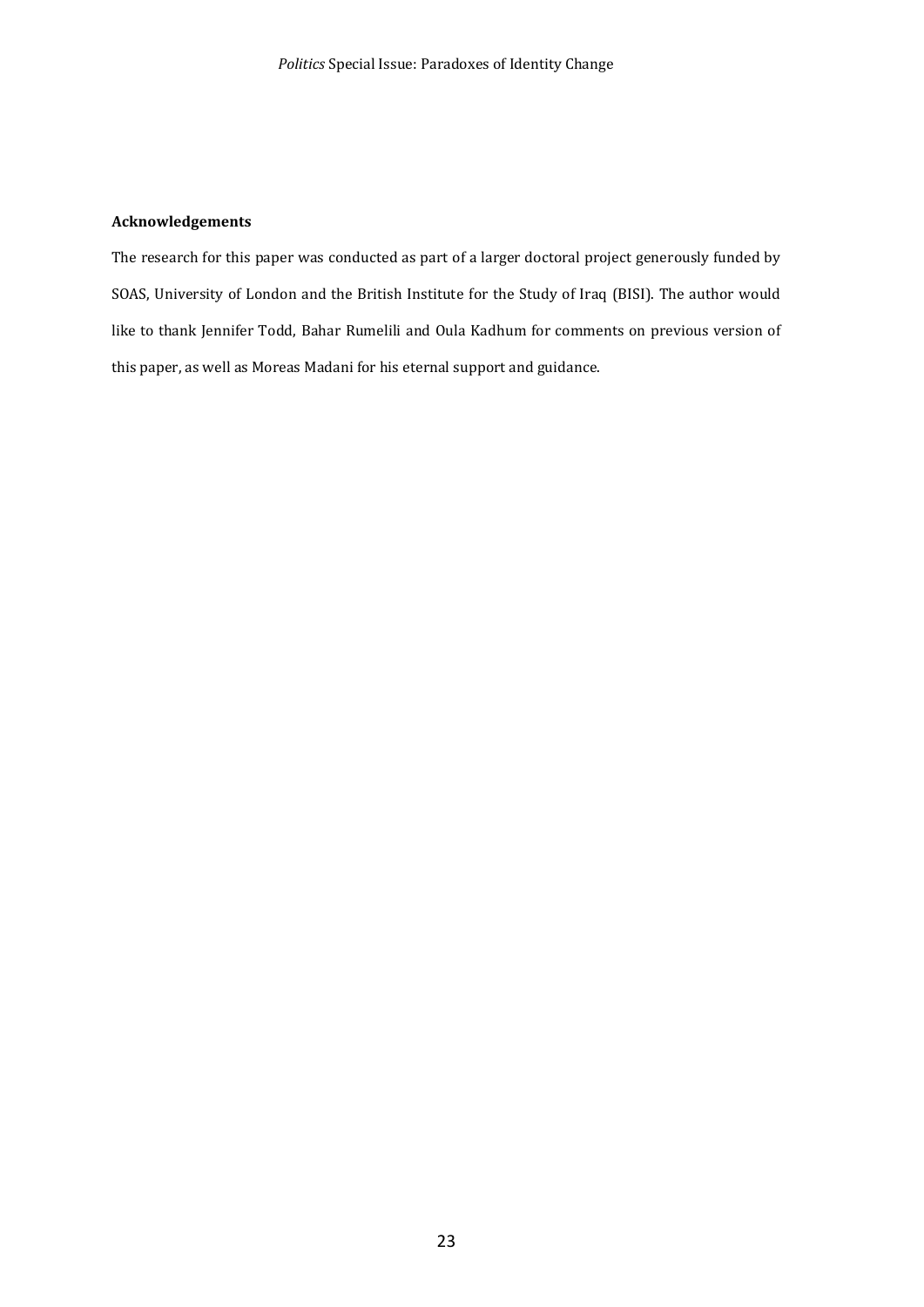**Acknowledgements**

The research for this paper was conducted as part of a larger doctoral project generously funded by SOAS, University of London and the British Institute for the Study of Iraq (BISI). The author would like to thank Jennifer Todd, Bahar Rumelili and Oula Kadhum for comments on previous version of this paper, as well as Moreas Madani for his eternal support and guidance.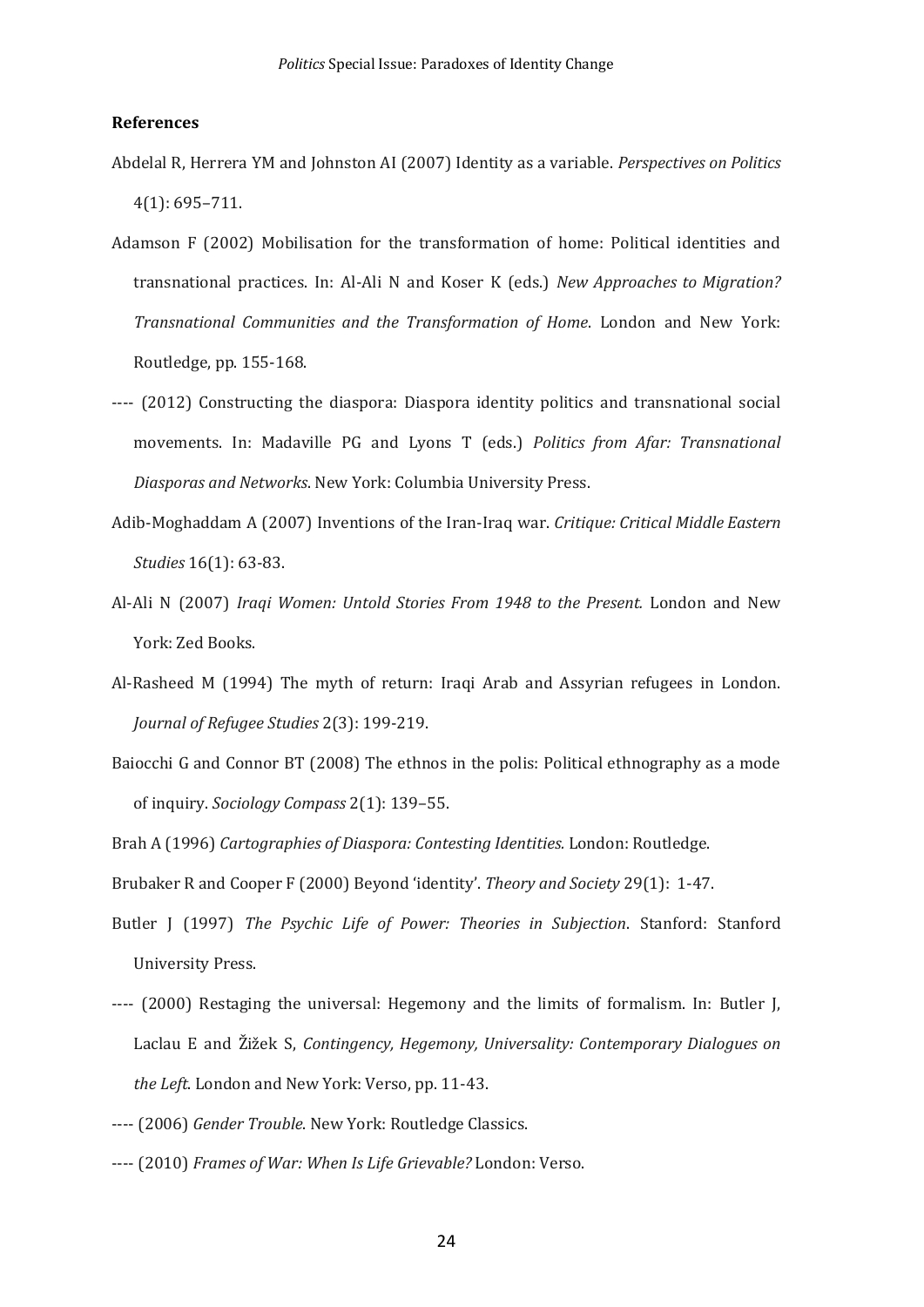**References**

Abdelal R, Herrera YM and Johnston AI (2007) Identity as a variable. *Perspectives on Politics* 4(1): 695–711.

Adamson F (2002) Mobilisation for the transformation of home: Political identities and transnational practices. In: Al-Ali N and Koser K (eds.) *New Approaches to Migration? Transnational Communities and the Transformation of Home*. London and New York: Routledge, pp. 155-168.

---- (2012) Constructing the diaspora: Diaspora identity politics and transnational social movements. In: Madaville PG and Lyons T (eds.) *Politics from Afar: Transnational Diasporas and Networks*. New York: Columbia University Press.

Adib-Moghaddam A (2007) Inventions of the Iran-Iraq war. *Critique: Critical Middle Eastern Studies* 16(1): 63-83.

Al-Ali N (2007) *Iraqi Women: Untold Stories From 1948 to the Present.* London and New York: Zed Books.

Al-Rasheed M (1994) The myth of return: Iraqi Arab and Assyrian refugees in London. *Journal of Refugee Studies* 2(3): 199-219.

Baiocchi G and Connor BT (2008) The ethnos in the polis: Political ethnography as a mode of inquiry. *Sociology Compass* 2(1): 139–55.

Brah A (1996) *Cartographies of Diaspora: Contesting Identities.* London: Routledge.

Brubaker R and Cooper F (2000) Beyond 'identity'. *Theory and Society* 29(1): 1-47.

Butler J (1997) *The Psychic Life of Power: Theories in Subjection*. Stanford: Stanford University Press.

---- (2000) Restaging the universal: Hegemony and the limits of formalism. In: Butler J, Laclau E and Žižek S, *Contingency, Hegemony, Universality: Contemporary Dialogues on the Left*. London and New York: Verso, pp. 11-43.

---- (2006) *Gender Trouble*. New York: Routledge Classics.

---- (2010) *Frames of War: When Is Life Grievable?* London: Verso.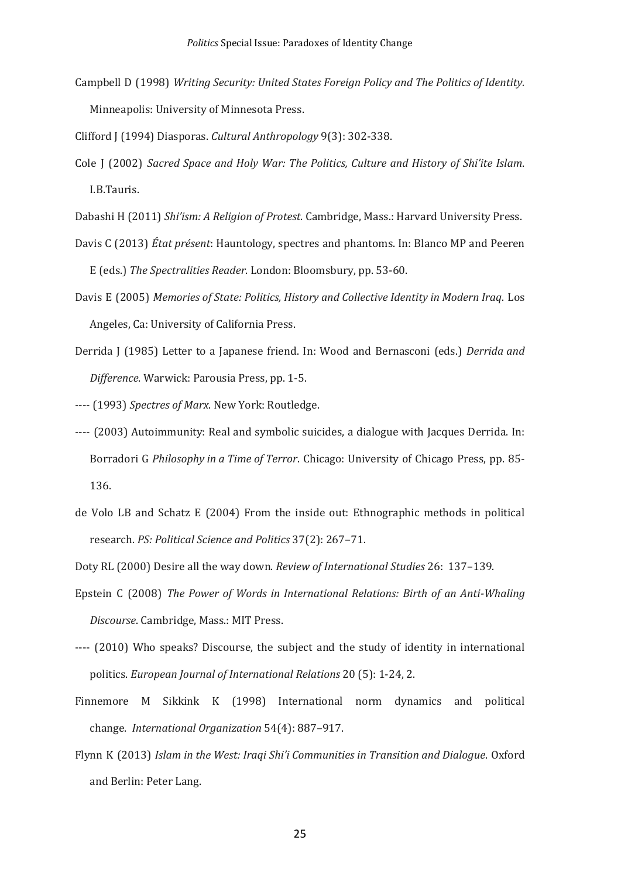Campbell D (1998) *Writing Security: United States Foreign Policy and The Politics of Identity*. Minneapolis: University of Minnesota Press.

Clifford J (1994) Diasporas. *Cultural Anthropology* 9(3): 302-338.

Cole J (2002) *Sacred Space and Holy War: The Politics, Culture and History of Shi'ite Islam*. I.B.Tauris.

Dabashi H (2011) *Shi'ism: A Religion of Protest*. Cambridge, Mass.: Harvard University Press.

Davis C (2013) *État présent*: Hauntology, spectres and phantoms. In: Blanco MP and Peeren E (eds.) *The Spectralities Reader*. London: Bloomsbury, pp. 53-60.

Davis E (2005) *Memories of State: Politics, History and Collective Identity in Modern Iraq*. Los Angeles, Ca: University of California Press.

Derrida J (1985) Letter to a Japanese friend. In: Wood and Bernasconi (eds.) *Derrida and Difference*. Warwick: Parousia Press, pp. 1-5.

---- (1993) *Spectres of Marx*. New York: Routledge.

---- (2003) Autoimmunity: Real and symbolic suicides, a dialogue with Jacques Derrida. In: Borradori G *Philosophy in a Time of Terror*. Chicago: University of Chicago Press, pp. 85-136.

de Volo LB and Schatz E (2004) From the inside out: Ethnographic methods in political research. *PS: Political Science and Politics* 37(2): 267–71.

Doty RL (2000) Desire all the way down. *Review of International Studies* 26: 137–139.

Epstein C (2008) *The Power of Words in International Relations: Birth of an Anti-Whaling Discourse*. Cambridge, Mass.: MIT Press.

---- (2010) Who speaks? Discourse, the subject and the study of identity in international politics. *European Journal of International Relations* 20 (5): 1-24, 2.

Finnemore M Sikkink K (1998) International norm dynamics and political change. *International Organization* 54(4): 887–917.

Flynn K (2013) *Islam in the West: Iraqi Shi'i Communities in Transition and Dialogue*. Oxford and Berlin: Peter Lang.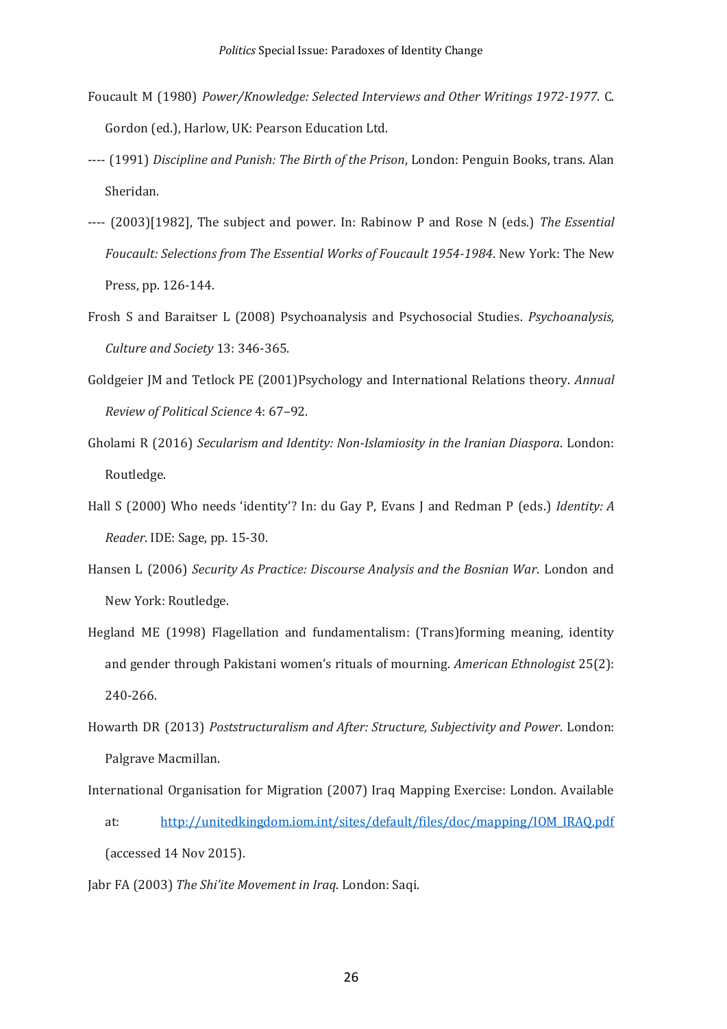Foucault M (1980) *Power/Knowledge: Selected Interviews and Other Writings 1972-1977*. C. Gordon (ed.), Harlow, UK: Pearson Education Ltd.

---- (1991) *Discipline and Punish: The Birth of the Prison*, London: Penguin Books, trans. Alan Sheridan.

---- (2003)[1982], The subject and power. In: Rabinow P and Rose N (eds.) *The Essential Foucault: Selections from The Essential Works of Foucault 1954-1984*. New York: The New Press, pp. 126-144.

Frosh S and Baraitser L (2008) Psychoanalysis and Psychosocial Studies. *Psychoanalysis, Culture and Society* 13: 346-365.

Goldgeier JM and Tetlock PE (2001)Psychology and International Relations theory. *Annual Review of Political Science* 4: 67–92.

Gholami R (2016) *Secularism and Identity: Non-Islamiosity in the Iranian Diaspora*. London: Routledge.

Hall S (2000) Who needs 'identity'? In: du Gay P, Evans J and Redman P (eds.) *Identity: A Reader*. IDE: Sage, pp. 15-30.

Hansen L (2006) *Security As Practice: Discourse Analysis and the Bosnian War*. London and New York: Routledge.

Hegland ME (1998) Flagellation and fundamentalism: (Trans)forming meaning, identity and gender through Pakistani women's rituals of mourning. *American Ethnologist* 25(2): 240-266.

Howarth DR (2013) *Poststructuralism and After: Structure, Subjectivity and Power*. London: Palgrave Macmillan.

International Organisation for Migration (2007) Iraq Mapping Exercise: London. Available at: http://unitedkingdom.iom.int/sites/default/files/doc/mapping/IOM_IRAQ.pdf (accessed 14 Nov 2015).

Jabr FA (2003) *The Shi'ite Movement in Iraq*. London: Saqi.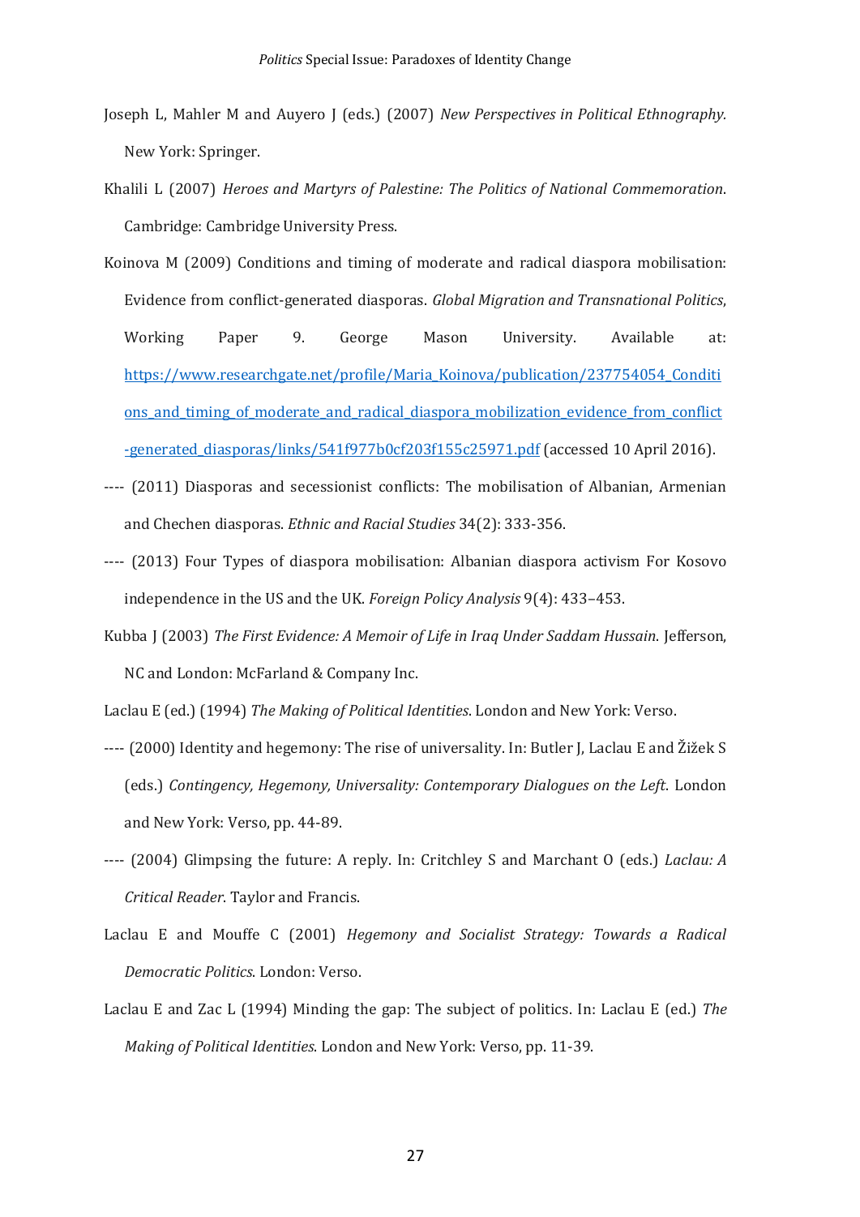Joseph L, Mahler M and Auyero J (eds.) (2007) *New Perspectives in Political Ethnography*. New York: Springer.

Khalili L (2007) *Heroes and Martyrs of Palestine: The Politics of National Commemoration*. Cambridge: Cambridge University Press.

Koinova M (2009) Conditions and timing of moderate and radical diaspora mobilisation: Evidence from conflict-generated diasporas. *Global Migration and Transnational Politics*, Working Paper 9. George Mason University. Available at: https://www.researchgate.net/profile/Maria_Koinova/publication/237754054_Conditions_and_timing_of_moderate_and_radical_diaspora_mobilization_evidence_from_conflict-generated_diasporas/links/541f977b0cf203f155c25971.pdf (accessed 10 April 2016).

---- (2011) Diasporas and secessionist conflicts: The mobilisation of Albanian, Armenian and Chechen diasporas. *Ethnic and Racial Studies* 34(2): 333-356.

---- (2013) Four Types of diaspora mobilisation: Albanian diaspora activism For Kosovo independence in the US and the UK. *Foreign Policy Analysis* 9(4): 433–453.

Kubba J (2003) *The First Evidence: A Memoir of Life in Iraq Under Saddam Hussain*. Jefferson, NC and London: McFarland & Company Inc.

Laclau E (ed.) (1994) *The Making of Political Identities*. London and New York: Verso.

---- (2000) Identity and hegemony: The rise of universality. In: Butler J, Laclau E and Žižek S (eds.) *Contingency, Hegemony, Universality: Contemporary Dialogues on the Left*. London and New York: Verso, pp. 44-89.

---- (2004) Glimpsing the future: A reply. In: Critchley S and Marchant O (eds.) *Laclau: A Critical Reader*. Taylor and Francis.

Laclau E and Mouffe C (2001) *Hegemony and Socialist Strategy: Towards a Radical Democratic Politics*. London: Verso.

Laclau E and Zac L (1994) Minding the gap: The subject of politics. In: Laclau E (ed.) *The Making of Political Identities*. London and New York: Verso, pp. 11-39.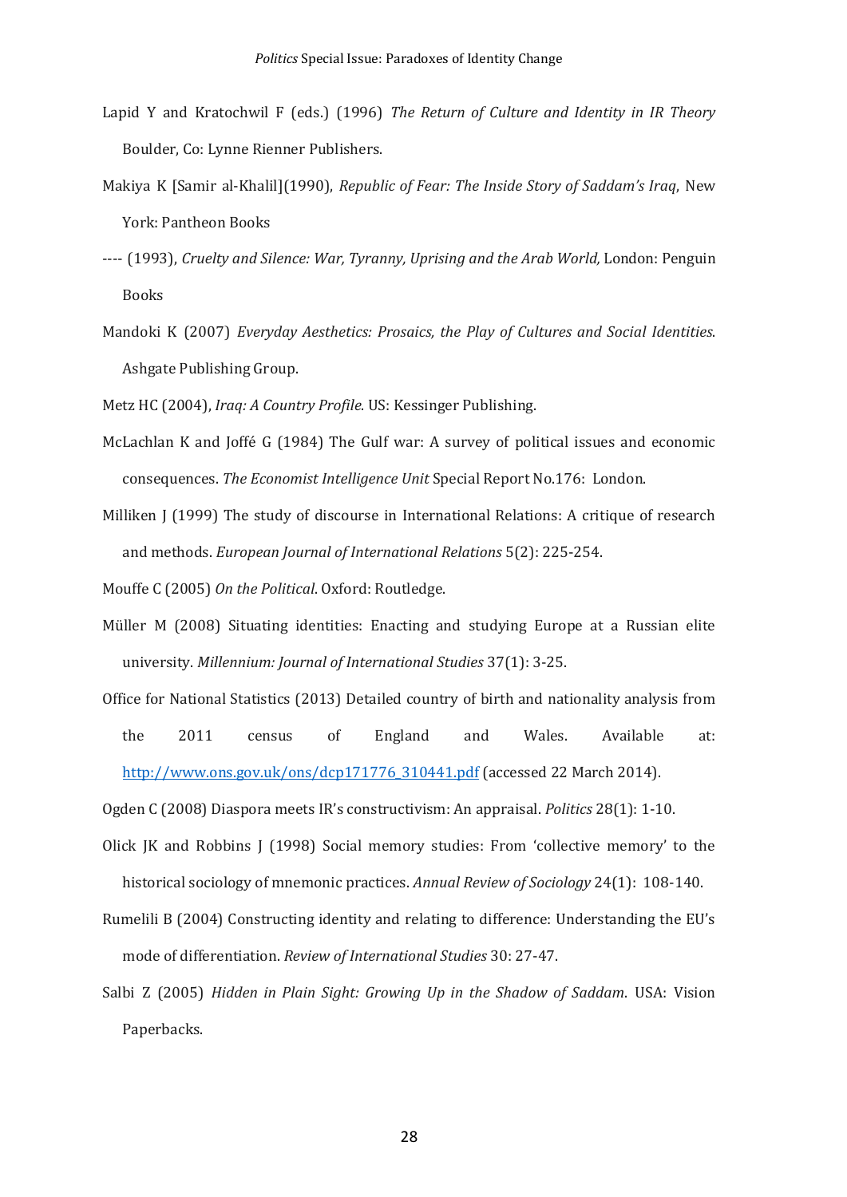Lapid Y and Kratochwil F (eds.) (1996) *The Return of Culture and Identity in IR Theory* Boulder, Co: Lynne Rienner Publishers.

Makiya K [Samir al-Khalil](1990), *Republic of Fear: The Inside Story of Saddam's Iraq*, New York: Pantheon Books

---- (1993), *Cruelty and Silence: War, Tyranny, Uprising and the Arab World,* London: Penguin Books

Mandoki K (2007) *Everyday Aesthetics: Prosaics, the Play of Cultures and Social Identities*. Ashgate Publishing Group.

Metz HC (2004), *Iraq: A Country Profile*. US: Kessinger Publishing.

McLachlan K and Joffé G (1984) The Gulf war: A survey of political issues and economic consequences. *The Economist Intelligence Unit* Special Report No.176: London.

Milliken J (1999) The study of discourse in International Relations: A critique of research and methods. *European Journal of International Relations* 5(2): 225-254.

Mouffe C (2005) *On the Political*. Oxford: Routledge.

Müller M (2008) Situating identities: Enacting and studying Europe at a Russian elite university. *Millennium: Journal of International Studies* 37(1): 3-25.

Office for National Statistics (2013) Detailed country of birth and nationality analysis from the 2011 census of England and Wales. Available at: http://www.ons.gov.uk/ons/dcp171776_310441.pdf (accessed 22 March 2014).

Ogden C (2008) Diaspora meets IR's constructivism: An appraisal. *Politics* 28(1): 1-10.

Olick JK and Robbins J (1998) Social memory studies: From 'collective memory' to the historical sociology of mnemonic practices. *Annual Review of Sociology* 24(1): 108-140.

Rumelili B (2004) Constructing identity and relating to difference: Understanding the EU's mode of differentiation. *Review of International Studies* 30: 27-47.

Salbi Z (2005) *Hidden in Plain Sight: Growing Up in the Shadow of Saddam*. USA: Vision Paperbacks.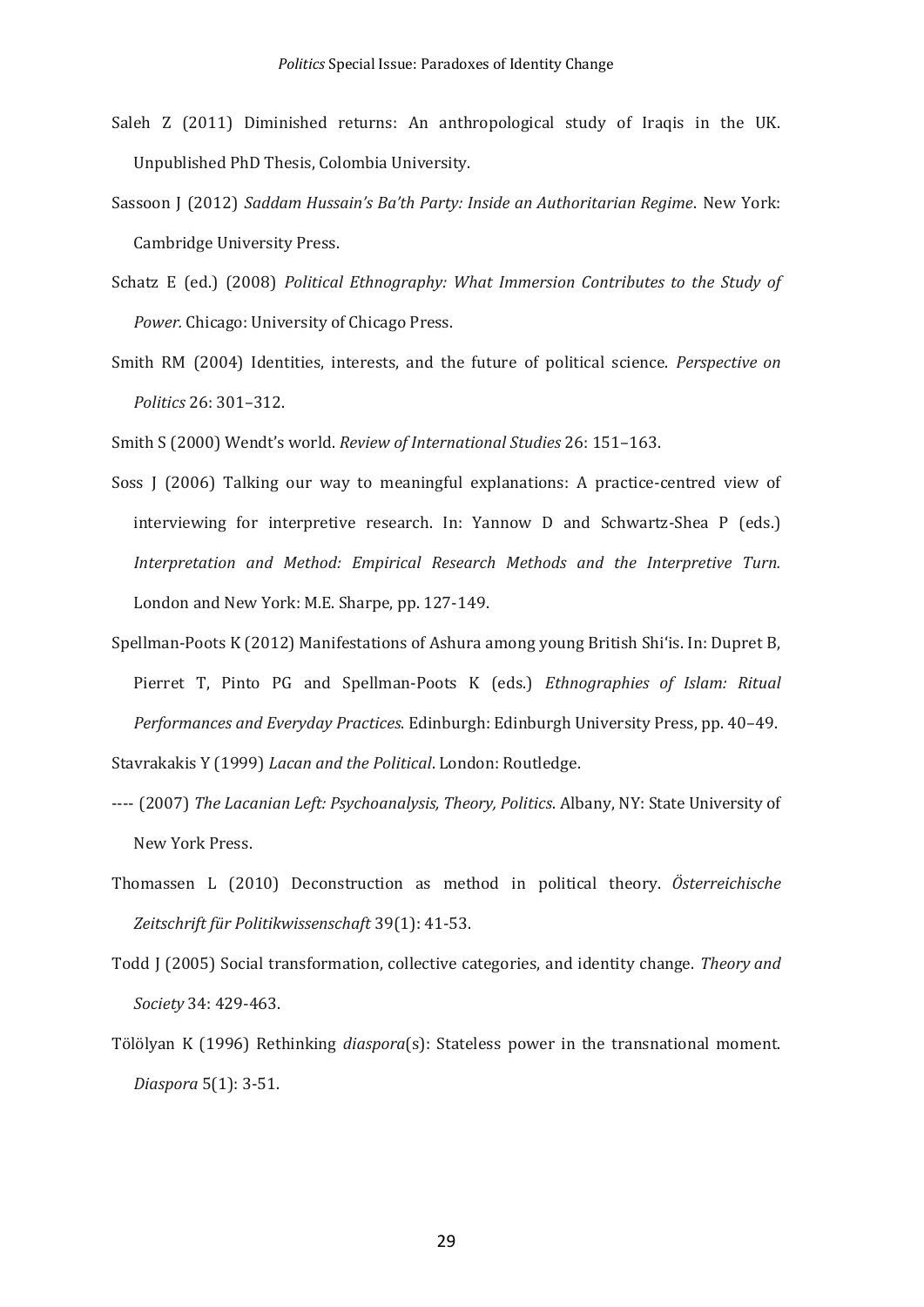Saleh Z (2011) Diminished returns: An anthropological study of Iraqis in the UK. Unpublished PhD Thesis, Colombia University.

Sassoon J (2012) *Saddam Hussain's Ba'th Party: Inside an Authoritarian Regime*. New York: Cambridge University Press.

Schatz E (ed.) (2008) *Political Ethnography: What Immersion Contributes to the Study of Power.* Chicago: University of Chicago Press.

Smith RM (2004) Identities, interests, and the future of political science. *Perspective on Politics* 26: 301–312.

Smith S (2000) Wendt's world. *Review of International Studies* 26: 151–163.

Soss J (2006) Talking our way to meaningful explanations: A practice-centred view of interviewing for interpretive research. In: Yannow D and Schwartz-Shea P (eds.) *Interpretation and Method: Empirical Research Methods and the Interpretive Turn.* London and New York: M.E. Sharpe, pp. 127-149.

Spellman-Poots K (2012) Manifestations of Ashura among young British Shi'is. In: Dupret B, Pierret T, Pinto PG and Spellman-Poots K (eds.) *Ethnographies of Islam: Ritual Performances and Everyday Practices*. Edinburgh: Edinburgh University Press, pp. 40–49.

Stavrakakis Y (1999) *Lacan and the Political*. London: Routledge.

---- (2007) *The Lacanian Left: Psychoanalysis, Theory, Politics*. Albany, NY: State University of New York Press.

Thomassen L (2010) Deconstruction as method in political theory. *Österreichische Zeitschrift für Politikwissenschaft* 39(1): 41-53.

Todd J (2005) Social transformation, collective categories, and identity change. *Theory and Society* 34: 429-463.

Tölölyan K (1996) Rethinking *diaspora*(s): Stateless power in the transnational moment. *Diaspora* 5(1): 3-51.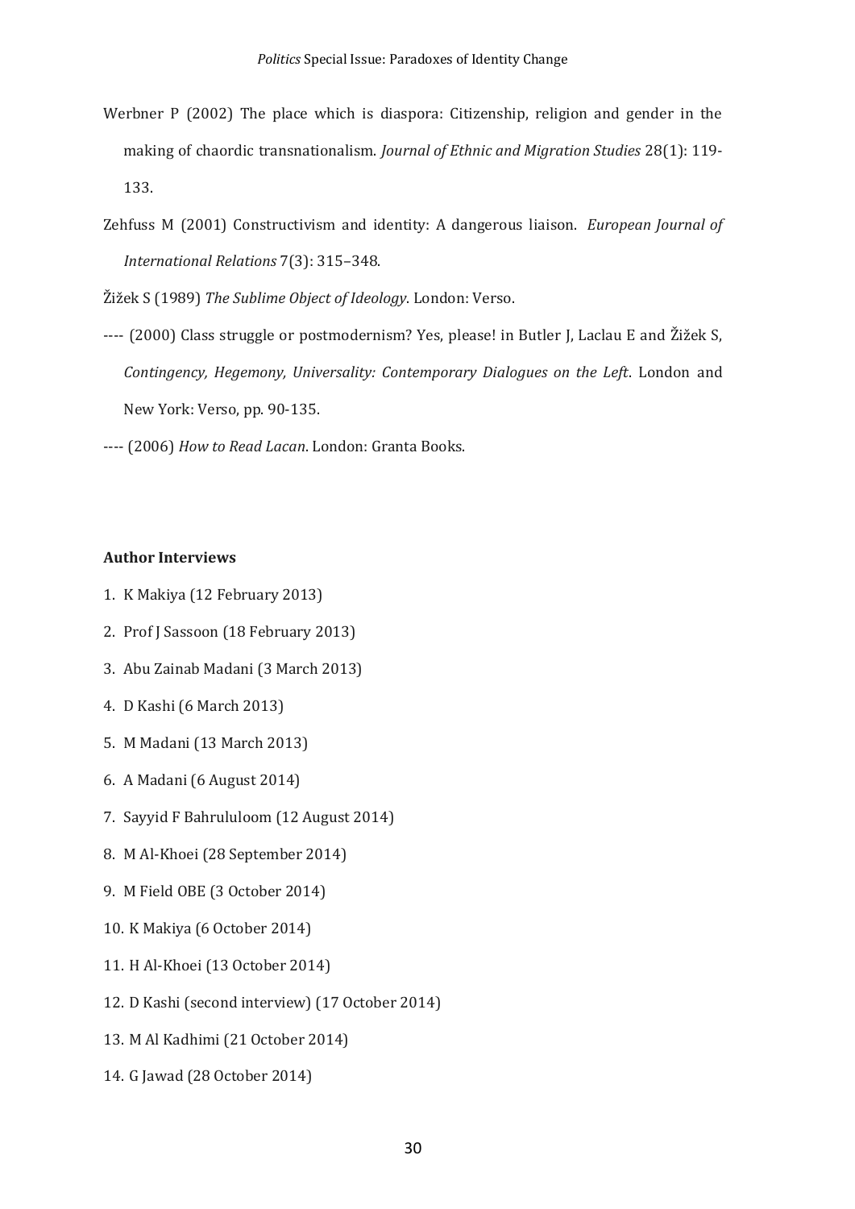Werbner P (2002) The place which is diaspora: Citizenship, religion and gender in the making of chaordic transnationalism. *Journal of Ethnic and Migration Studies* 28(1): 119-133.

Zehfuss M (2001) Constructivism and identity: A dangerous liaison. *European Journal of International Relations* 7(3): 315–348.

Žižek S (1989) *The Sublime Object of Ideology*. London: Verso.

---- (2000) Class struggle or postmodernism? Yes, please! in Butler J, Laclau E and Žižek S, *Contingency, Hegemony, Universality: Contemporary Dialogues on the Left*. London and New York: Verso, pp. 90-135.

---- (2006) *How to Read Lacan*. London: Granta Books.

**Author Interviews**

1. K Makiya (12 February 2013)
2. Prof J Sassoon (18 February 2013)
3. Abu Zainab Madani (3 March 2013)
4. D Kashi (6 March 2013)
5. M Madani (13 March 2013)
6. A Madani (6 August 2014)
7. Sayyid F Bahrululoom (12 August 2014)
8. M Al-Khoei (28 September 2014)
9. M Field OBE (3 October 2014)
10. K Makiya (6 October 2014)
11. H Al-Khoei (13 October 2014)
12. D Kashi (second interview) (17 October 2014)
13. M Al Kadhimi (21 October 2014)
14. G Jawad (28 October 2014)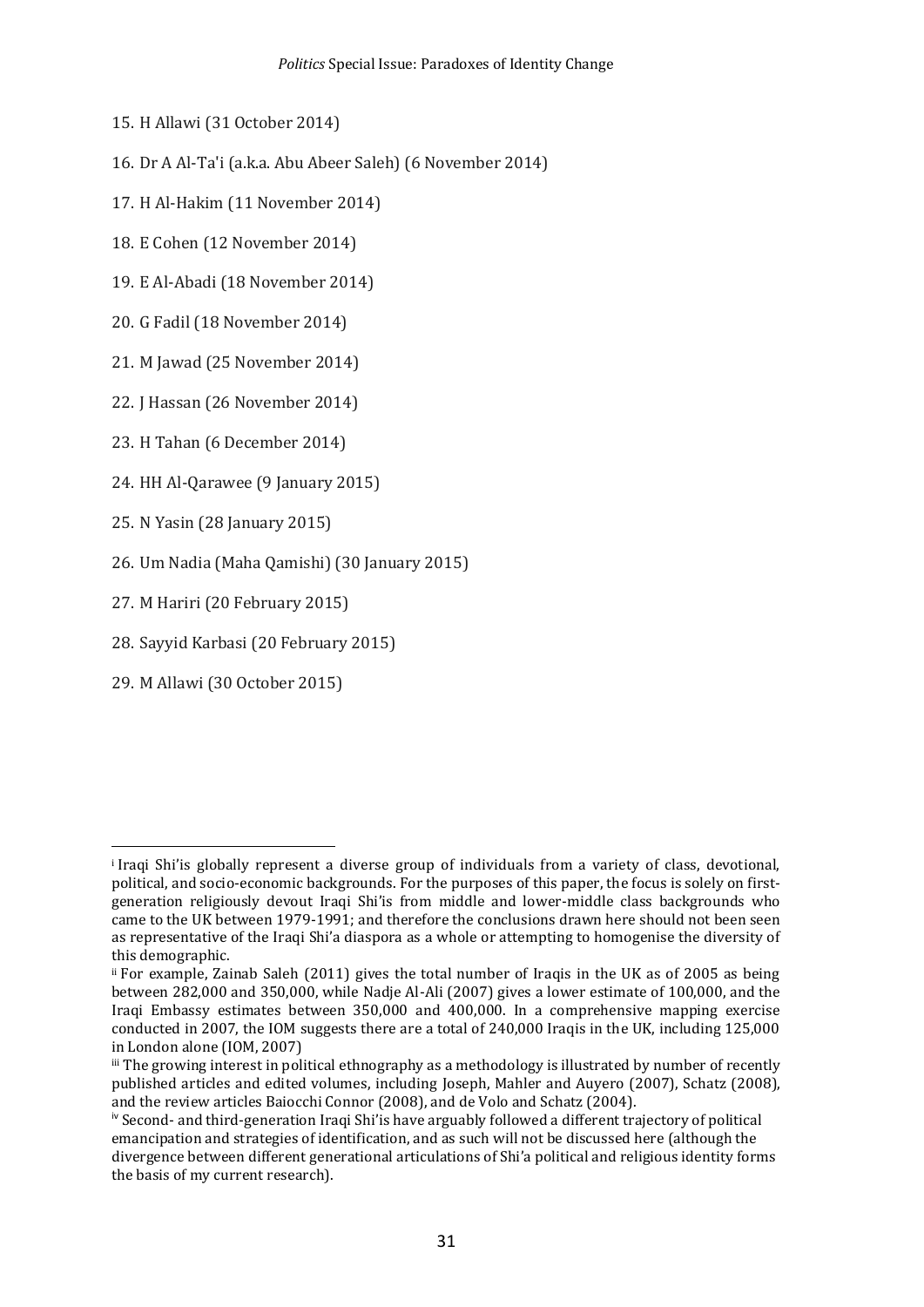15. H Allawi (31 October 2014)

16. Dr A Al-Ta'i (a.k.a. Abu Abeer Saleh) (6 November 2014)

17. H Al-Hakim (11 November 2014)

18. E Cohen (12 November 2014)

19. E Al-Abadi (18 November 2014)

20. G Fadil (18 November 2014)

21. M Jawad (25 November 2014)

22. J Hassan (26 November 2014)

23. H Tahan (6 December 2014)

24. HH Al-Qarawee (9 January 2015)

25. N Yasin (28 January 2015)

26. Um Nadia (Maha Qamishi) (30 January 2015)

27. M Hariri (20 February 2015)

28. Sayyid Karbasi (20 February 2015)

29. M Allawi (30 October 2015)

---

[i] Iraqi Shi'is globally represent a diverse group of individuals from a variety of class, devotional, political, and socio-economic backgrounds. For the purposes of this paper, the focus is solely on first-generation religiously devout Iraqi Shi'is from middle and lower-middle class backgrounds who came to the UK between 1979-1991; and therefore the conclusions drawn here should not been seen as representative of the Iraqi Shi'a diaspora as a whole or attempting to homogenise the diversity of this demographic.

[ii] For example, Zainab Saleh (2011) gives the total number of Iraqis in the UK as of 2005 as being between 282,000 and 350,000, while Nadje Al-Ali (2007) gives a lower estimate of 100,000, and the Iraqi Embassy estimates between 350,000 and 400,000. In a comprehensive mapping exercise conducted in 2007, the IOM suggests there are a total of 240,000 Iraqis in the UK, including 125,000 in London alone (IOM, 2007)

[iii] The growing interest in political ethnography as a methodology is illustrated by number of recently published articles and edited volumes, including Joseph, Mahler and Auyero (2007), Schatz (2008), and the review articles Baiocchi Connor (2008), and de Volo and Schatz (2004).

[iv] Second- and third-generation Iraqi Shi'is have arguably followed a different trajectory of political emancipation and strategies of identification, and as such will not be discussed here (although the divergence between different generational articulations of Shi'a political and religious identity forms the basis of my current research).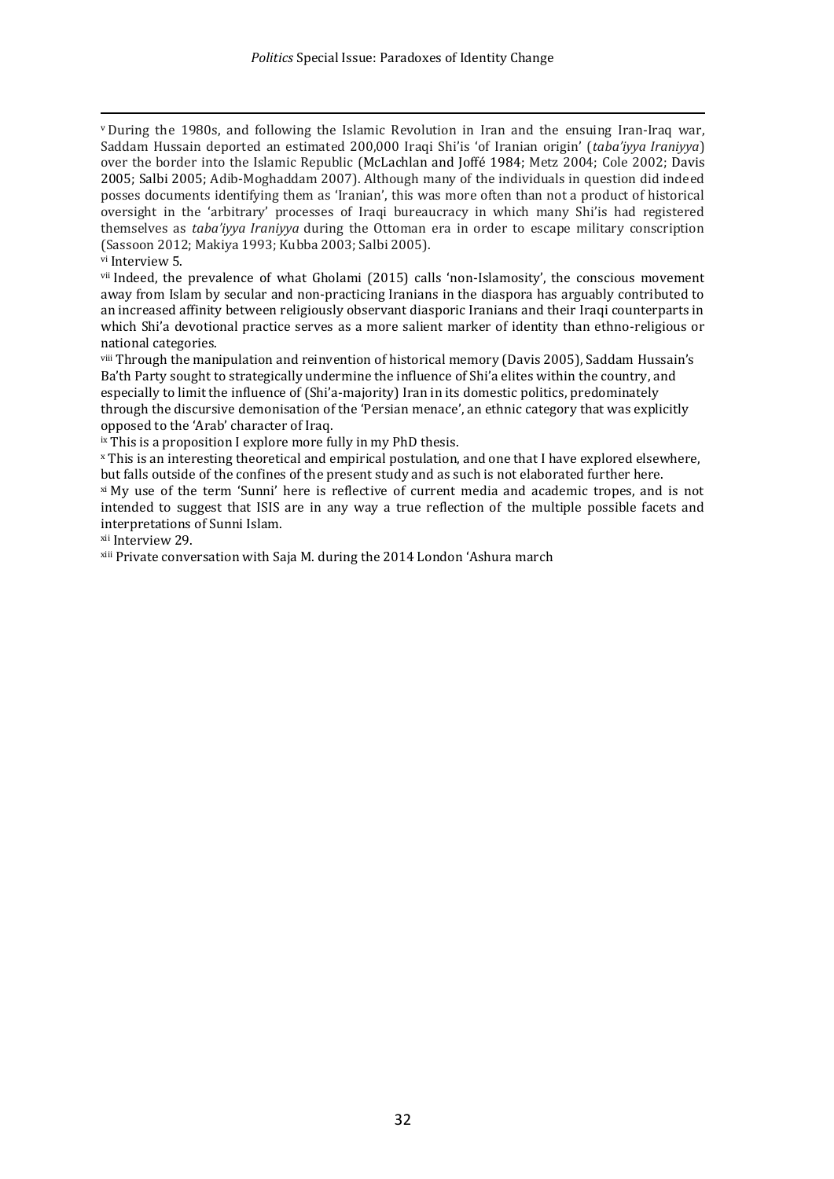[v] During the 1980s, and following the Islamic Revolution in Iran and the ensuing Iran-Iraq war, Saddam Hussain deported an estimated 200,000 Iraqi Shi'is 'of Iranian origin' (*taba'iyya Iraniyya*) over the border into the Islamic Republic (McLachlan and Joffé 1984; Metz 2004; Cole 2002; Davis 2005; Salbi 2005; Adib-Moghaddam 2007). Although many of the individuals in question did indeed posses documents identifying them as 'Iranian', this was more often than not a product of historical oversight in the 'arbitrary' processes of Iraqi bureaucracy in which many Shi'is had registered themselves as *taba'iyya Iraniyya* during the Ottoman era in order to escape military conscription (Sassoon 2012; Makiya 1993; Kubba 2003; Salbi 2005).

[vi] Interview 5.

[vii] Indeed, the prevalence of what Gholami (2015) calls 'non-Islamosity', the conscious movement away from Islam by secular and non-practicing Iranians in the diaspora has arguably contributed to an increased affinity between religiously observant diasporic Iranians and their Iraqi counterparts in which Shi'a devotional practice serves as a more salient marker of identity than ethno-religious or national categories.

[viii] Through the manipulation and reinvention of historical memory (Davis 2005), Saddam Hussain's Ba'th Party sought to strategically undermine the influence of Shi'a elites within the country, and especially to limit the influence of (Shi'a-majority) Iran in its domestic politics, predominately through the discursive demonisation of the 'Persian menace', an ethnic category that was explicitly opposed to the 'Arab' character of Iraq.

[ix] This is a proposition I explore more fully in my PhD thesis.

[x] This is an interesting theoretical and empirical postulation, and one that I have explored elsewhere, but falls outside of the confines of the present study and as such is not elaborated further here.

[xi] My use of the term 'Sunni' here is reflective of current media and academic tropes, and is not intended to suggest that ISIS are in any way a true reflection of the multiple possible facets and interpretations of Sunni Islam.

[xii] Interview 29.

[xiii] Private conversation with Saja M. during the 2014 London 'Ashura march